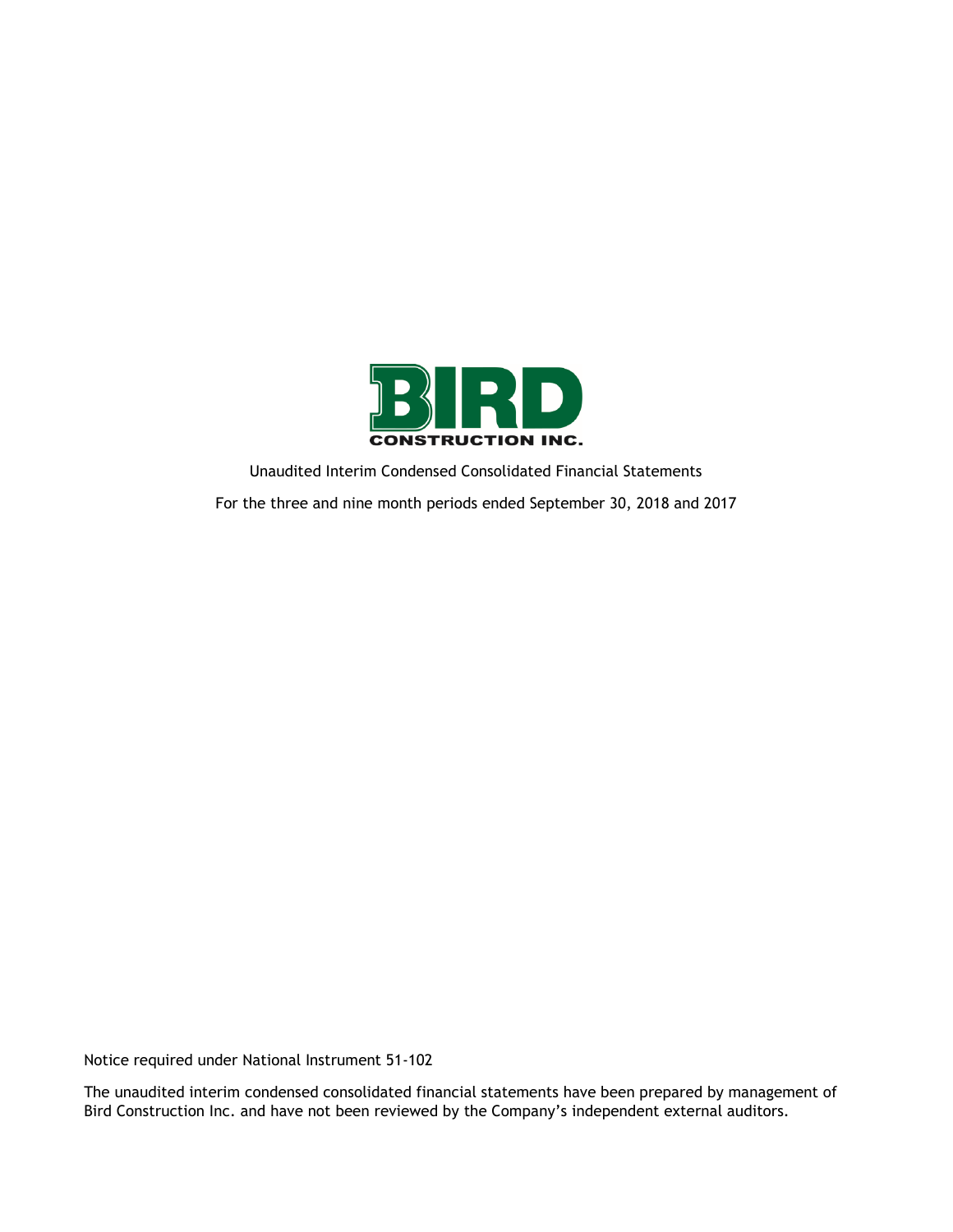BIRD

CONSTRUCTION INC.

Unaudited Interim Condensed Consolidated Financial Statements

For the three and nine month periods ended September 30, 2018 and 2017

Notice required under National Instrument 51-102

The unaudited interim condensed consolidated financial statements have been prepared by management of Bird Construction Inc. and have not been reviewed by the Company's independent external auditors.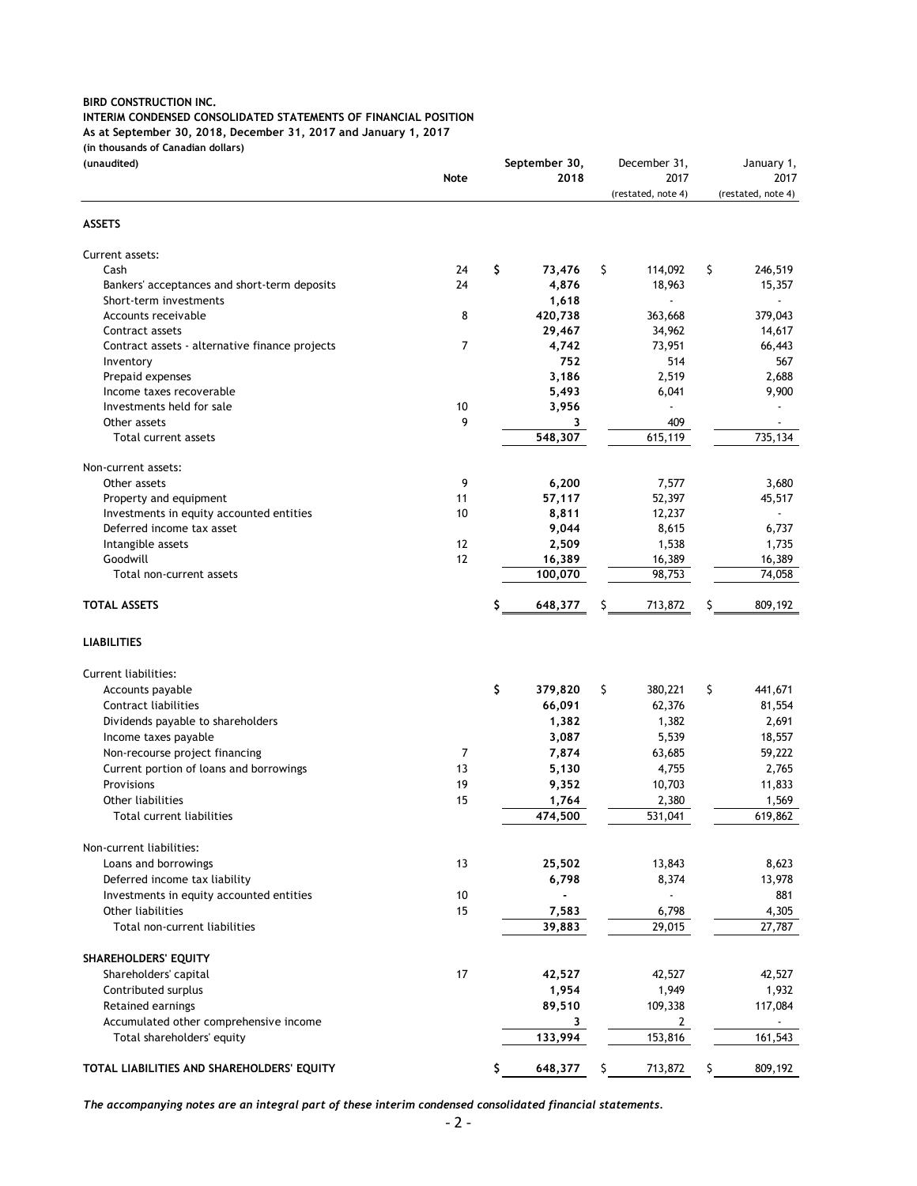**BIRD CONSTRUCTION INC.**
**INTERIM CONDENSED CONSOLIDATED STATEMENTS OF FINANCIAL POSITION**
**As at September 30, 2018, December 31, 2017 and January 1, 2017**
**(in thousands of Canadian dollars)**
**(unaudited)**

| | Note | September 30, 2018 | December 31, 2017 (restated, note 4) | January 1, 2017 (restated, note 4) |
|---|---|---|---|---|
| **ASSETS** | | | | |
| Current assets: | | | | |
| Cash | 24 | **$ 73,476** | $ 114,092 | $ 246,519 |
| Bankers' acceptances and short-term deposits | 24 | **4,876** | 18,963 | 15,357 |
| Short-term investments | | **1,618** | - | - |
| Accounts receivable | 8 | **420,738** | 363,668 | 379,043 |
| Contract assets | | **29,467** | 34,962 | 14,617 |
| Contract assets - alternative finance projects | 7 | **4,742** | 73,951 | 66,443 |
| Inventory | | **752** | 514 | 567 |
| Prepaid expenses | | **3,186** | 2,519 | 2,688 |
| Income taxes recoverable | | **5,493** | 6,041 | 9,900 |
| Investments held for sale | 10 | **3,956** | - | - |
| Other assets | 9 | **3** | 409 | - |
| Total current assets | | **548,307** | 615,119 | 735,134 |
| Non-current assets: | | | | |
| Other assets | 9 | **6,200** | 7,577 | 3,680 |
| Property and equipment | 11 | **57,117** | 52,397 | 45,517 |
| Investments in equity accounted entities | 10 | **8,811** | 12,237 | - |
| Deferred income tax asset | | **9,044** | 8,615 | 6,737 |
| Intangible assets | 12 | **2,509** | 1,538 | 1,735 |
| Goodwill | 12 | **16,389** | 16,389 | 16,389 |
| Total non-current assets | | **100,070** | 98,753 | 74,058 |
| **TOTAL ASSETS** | | **$ 648,377** | $ 713,872 | $ 809,192 |
| **LIABILITIES** | | | | |
| Current liabilities: | | | | |
| Accounts payable | | **$ 379,820** | $ 380,221 | $ 441,671 |
| Contract liabilities | | **66,091** | 62,376 | 81,554 |
| Dividends payable to shareholders | | **1,382** | 1,382 | 2,691 |
| Income taxes payable | | **3,087** | 5,539 | 18,557 |
| Non-recourse project financing | 7 | **7,874** | 63,685 | 59,222 |
| Current portion of loans and borrowings | 13 | **5,130** | 4,755 | 2,765 |
| Provisions | 19 | **9,352** | 10,703 | 11,833 |
| Other liabilities | 15 | **1,764** | 2,380 | 1,569 |
| Total current liabilities | | **474,500** | 531,041 | 619,862 |
| Non-current liabilities: | | | | |
| Loans and borrowings | 13 | **25,502** | 13,843 | 8,623 |
| Deferred income tax liability | | **6,798** | 8,374 | 13,978 |
| Investments in equity accounted entities | 10 | **-** | - | 881 |
| Other liabilities | 15 | **7,583** | 6,798 | 4,305 |
| Total non-current liabilities | | **39,883** | 29,015 | 27,787 |
| **SHAREHOLDERS' EQUITY** | | | | |
| Shareholders' capital | 17 | **42,527** | 42,527 | 42,527 |
| Contributed surplus | | **1,954** | 1,949 | 1,932 |
| Retained earnings | | **89,510** | 109,338 | 117,084 |
| Accumulated other comprehensive income | | **3** | 2 | - |
| Total shareholders' equity | | **133,994** | 153,816 | 161,543 |
| **TOTAL LIABILITIES AND SHAREHOLDERS' EQUITY** | | **$ 648,377** | $ 713,872 | $ 809,192 |

***The accompanying notes are an integral part of these interim condensed consolidated financial statements.***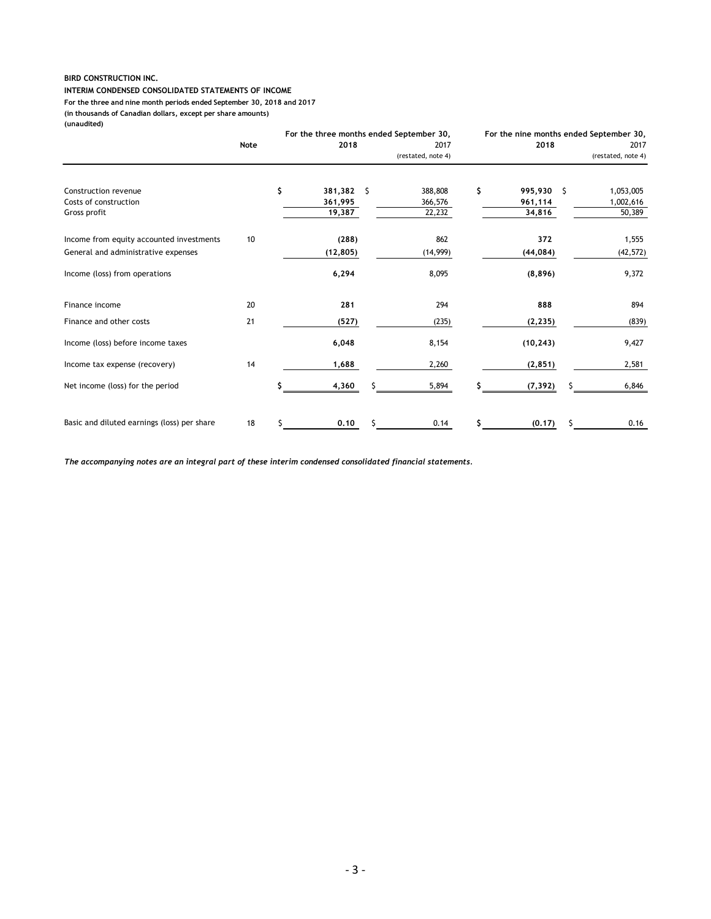**BIRD CONSTRUCTION INC.**

**INTERIM CONDENSED CONSOLIDATED STATEMENTS OF INCOME**

**For the three and nine month periods ended September 30, 2018 and 2017**

**(in thousands of Canadian dollars, except per share amounts)**

**(unaudited)**

| | Note | For the three months ended September 30, 2018 | 2017 (restated, note 4) | For the nine months ended September 30, 2018 | 2017 (restated, note 4) |
|---|---|---|---|---|---|
| Construction revenue | | $ **381,382** | $ 388,808 | $ **995,930** | $ 1,053,005 |
| Costs of construction | | **361,995** | 366,576 | **961,114** | 1,002,616 |
| Gross profit | | **19,387** | 22,232 | **34,816** | 50,389 |
| Income from equity accounted investments | 10 | **(288)** | 862 | **372** | 1,555 |
| General and administrative expenses | | **(12,805)** | (14,999) | **(44,084)** | (42,572) |
| Income (loss) from operations | | **6,294** | 8,095 | **(8,896)** | 9,372 |
| Finance income | 20 | **281** | 294 | **888** | 894 |
| Finance and other costs | 21 | **(527)** | (235) | **(2,235)** | (839) |
| Income (loss) before income taxes | | **6,048** | 8,154 | **(10,243)** | 9,427 |
| Income tax expense (recovery) | 14 | **1,688** | 2,260 | **(2,851)** | 2,581 |
| Net income (loss) for the period | | $ **4,360** | $ 5,894 | $ **(7,392)** | $ 6,846 |
| Basic and diluted earnings (loss) per share | 18 | $ **0.10** | $ 0.14 | $ **(0.17)** | $ 0.16 |

***The accompanying notes are an integral part of these interim condensed consolidated financial statements.***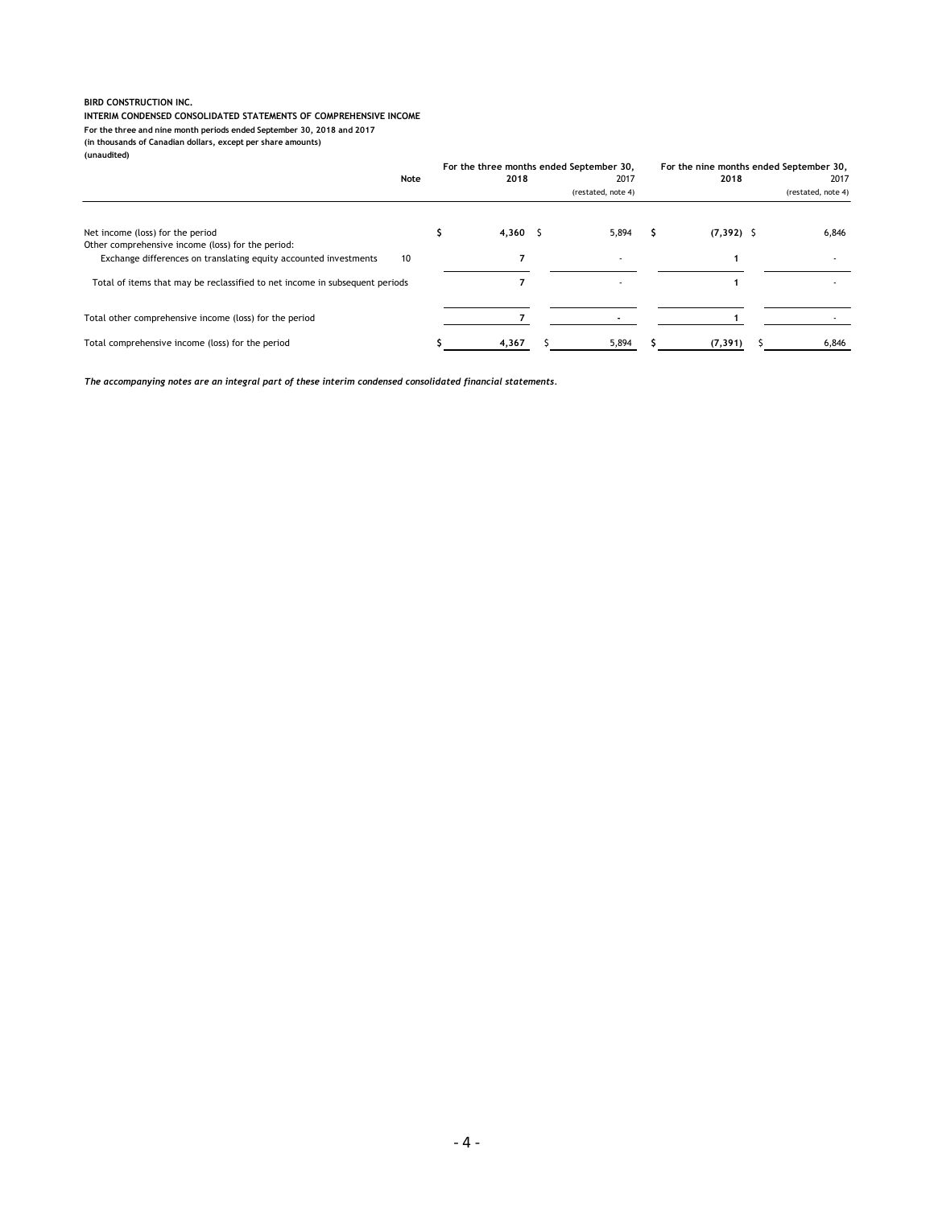**BIRD CONSTRUCTION INC.**
**INTERIM CONDENSED CONSOLIDATED STATEMENTS OF COMPREHENSIVE INCOME**
**For the three and nine month periods ended September 30, 2018 and 2017**
**(in thousands of Canadian dollars, except per share amounts)**
**(unaudited)**

| | Note | For the three months ended September 30, 2018 | 2017 (restated, note 4) | For the nine months ended September 30, 2018 | 2017 (restated, note 4) |
|---|---|---|---|---|---|
| Net income (loss) for the period | | $ 4,360 | $ 5,894 | $ (7,392) | $ 6,846 |
| Other comprehensive income (loss) for the period: | | | | | |
| Exchange differences on translating equity accounted investments | 10 | 7 | - | 1 | - |
| Total of items that may be reclassified to net income in subsequent periods | | 7 | - | 1 | - |
| Total other comprehensive income (loss) for the period | | 7 | - | 1 | - |
| Total comprehensive income (loss) for the period | | $ 4,367 | $ 5,894 | $ (7,391) | $ 6,846 |

***The accompanying notes are an integral part of these interim condensed consolidated financial statements.***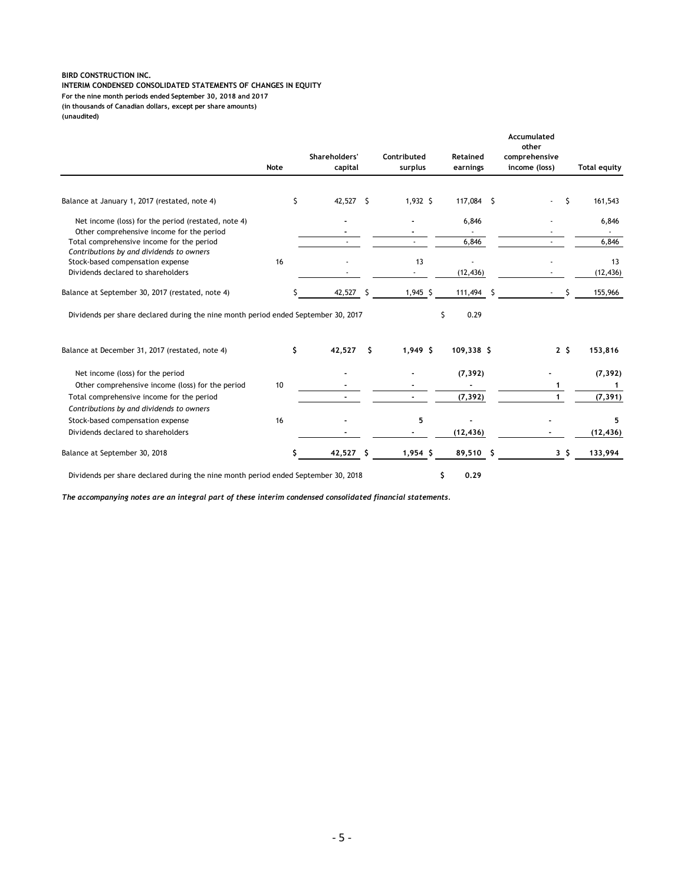**BIRD CONSTRUCTION INC.**
**INTERIM CONDENSED CONSOLIDATED STATEMENTS OF CHANGES IN EQUITY**
**For the nine month periods ended September 30, 2018 and 2017**
**(in thousands of Canadian dollars, except per share amounts)**
**(unaudited)**

| | Note | Shareholders' capital | Contributed surplus | Retained earnings | Accumulated other comprehensive income (loss) | Total equity |
|---|---|---|---|---|---|---|
| Balance at January 1, 2017 (restated, note 4) | | $ 42,527 | $ 1,932 | $ 117,084 | $ - | $ 161,543 |
| Net income (loss) for the period (restated, note 4) | | - | - | 6,846 | - | 6,846 |
| Other comprehensive income for the period | | - | - | - | - | - |
| Total comprehensive income for the period | | - | - | 6,846 | - | 6,846 |
| *Contributions by and dividends to owners* | | | | | | |
| Stock-based compensation expense | 16 | - | 13 | - | - | 13 |
| Dividends declared to shareholders | | - | - | (12,436) | - | (12,436) |
| Balance at September 30, 2017 (restated, note 4) | | $ 42,527 | $ 1,945 | $ 111,494 | $ - | $ 155,966 |
| Dividends per share declared during the nine month period ended September 30, 2017 | | | | $ 0.29 | | |
| **Balance at December 31, 2017 (restated, note 4)** | | **$ 42,527** | **$ 1,949** | **$ 109,338** | **$ 2** | **$ 153,816** |
| Net income (loss) for the period | | **-** | **-** | **(7,392)** | **-** | **(7,392)** |
| Other comprehensive income (loss) for the period | 10 | **-** | **-** | **-** | **1** | **1** |
| Total comprehensive income for the period | | **-** | **-** | **(7,392)** | **1** | **(7,391)** |
| *Contributions by and dividends to owners* | | | | | | |
| Stock-based compensation expense | 16 | **-** | **5** | **-** | **-** | **5** |
| Dividends declared to shareholders | | **-** | **-** | **(12,436)** | **-** | **(12,436)** |
| Balance at September 30, 2018 | | **$ 42,527** | **$ 1,954** | **$ 89,510** | **$ 3** | **$ 133,994** |
| Dividends per share declared during the nine month period ended September 30, 2018 | | | | **$ 0.29** | | |

***The accompanying notes are an integral part of these interim condensed consolidated financial statements.***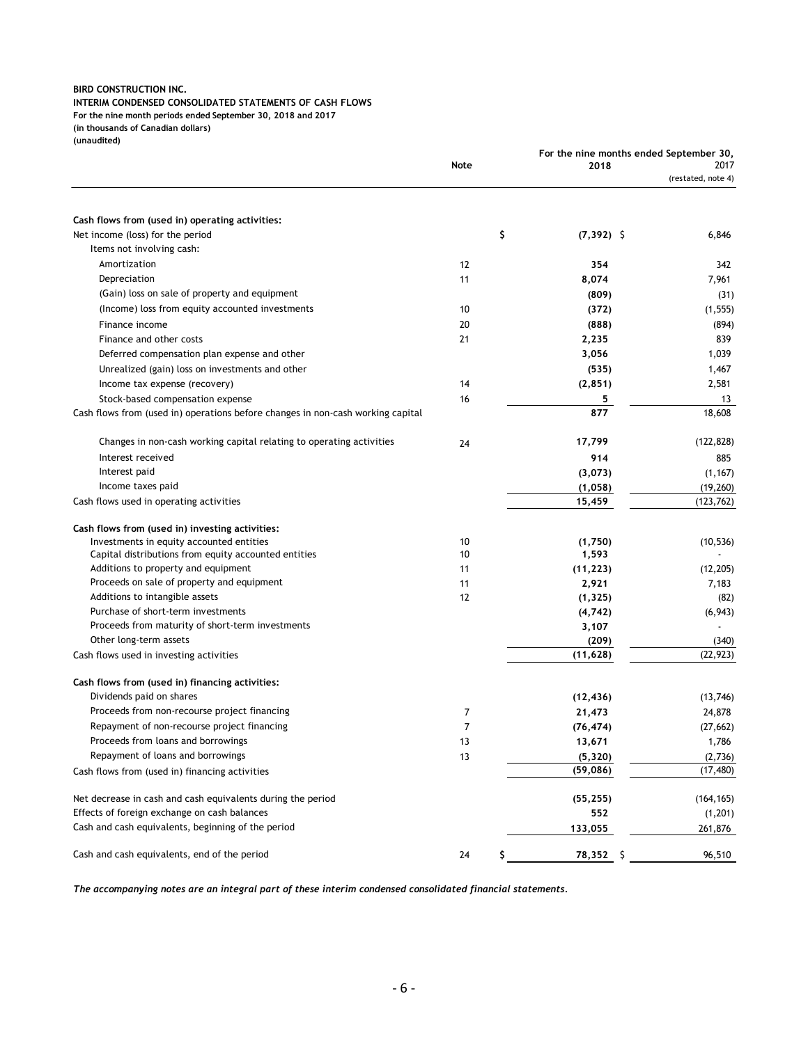**BIRD CONSTRUCTION INC.**
**INTERIM CONDENSED CONSOLIDATED STATEMENTS OF CASH FLOWS**
**For the nine month periods ended September 30, 2018 and 2017**
**(in thousands of Canadian dollars)**
**(unaudited)**

| | Note | For the nine months ended September 30, 2018 | 2017 (restated, note 4) |
|---|---|---|---|
| **Cash flows from (used in) operating activities:** | | | |
| Net income (loss) for the period | | **$ (7,392)** | $ 6,846 |
| Items not involving cash: | | | |
| Amortization | 12 | **354** | 342 |
| Depreciation | 11 | **8,074** | 7,961 |
| (Gain) loss on sale of property and equipment | | **(809)** | (31) |
| (Income) loss from equity accounted investments | 10 | **(372)** | (1,555) |
| Finance income | 20 | **(888)** | (894) |
| Finance and other costs | 21 | **2,235** | 839 |
| Deferred compensation plan expense and other | | **3,056** | 1,039 |
| Unrealized (gain) loss on investments and other | | **(535)** | 1,467 |
| Income tax expense (recovery) | 14 | **(2,851)** | 2,581 |
| Stock-based compensation expense | 16 | **5** | 13 |
| Cash flows from (used in) operations before changes in non-cash working capital | | **877** | 18,608 |
| Changes in non-cash working capital relating to operating activities | 24 | **17,799** | (122,828) |
| Interest received | | **914** | 885 |
| Interest paid | | **(3,073)** | (1,167) |
| Income taxes paid | | **(1,058)** | (19,260) |
| Cash flows used in operating activities | | **15,459** | (123,762) |
| **Cash flows from (used in) investing activities:** | | | |
| Investments in equity accounted entities | 10 | **(1,750)** | (10,536) |
| Capital distributions from equity accounted entities | 10 | **1,593** | - |
| Additions to property and equipment | 11 | **(11,223)** | (12,205) |
| Proceeds on sale of property and equipment | 11 | **2,921** | 7,183 |
| Additions to intangible assets | 12 | **(1,325)** | (82) |
| Purchase of short-term investments | | **(4,742)** | (6,943) |
| Proceeds from maturity of short-term investments | | **3,107** | - |
| Other long-term assets | | **(209)** | (340) |
| Cash flows used in investing activities | | **(11,628)** | (22,923) |
| **Cash flows from (used in) financing activities:** | | | |
| Dividends paid on shares | | **(12,436)** | (13,746) |
| Proceeds from non-recourse project financing | 7 | **21,473** | 24,878 |
| Repayment of non-recourse project financing | 7 | **(76,474)** | (27,662) |
| Proceeds from loans and borrowings | 13 | **13,671** | 1,786 |
| Repayment of loans and borrowings | 13 | **(5,320)** | (2,736) |
| Cash flows from (used in) financing activities | | **(59,086)** | (17,480) |
| Net decrease in cash and cash equivalents during the period | | **(55,255)** | (164,165) |
| Effects of foreign exchange on cash balances | | **552** | (1,201) |
| Cash and cash equivalents, beginning of the period | | **133,055** | 261,876 |
| Cash and cash equivalents, end of the period | 24 | **$ 78,352** | $ 96,510 |

***The accompanying notes are an integral part of these interim condensed consolidated financial statements.***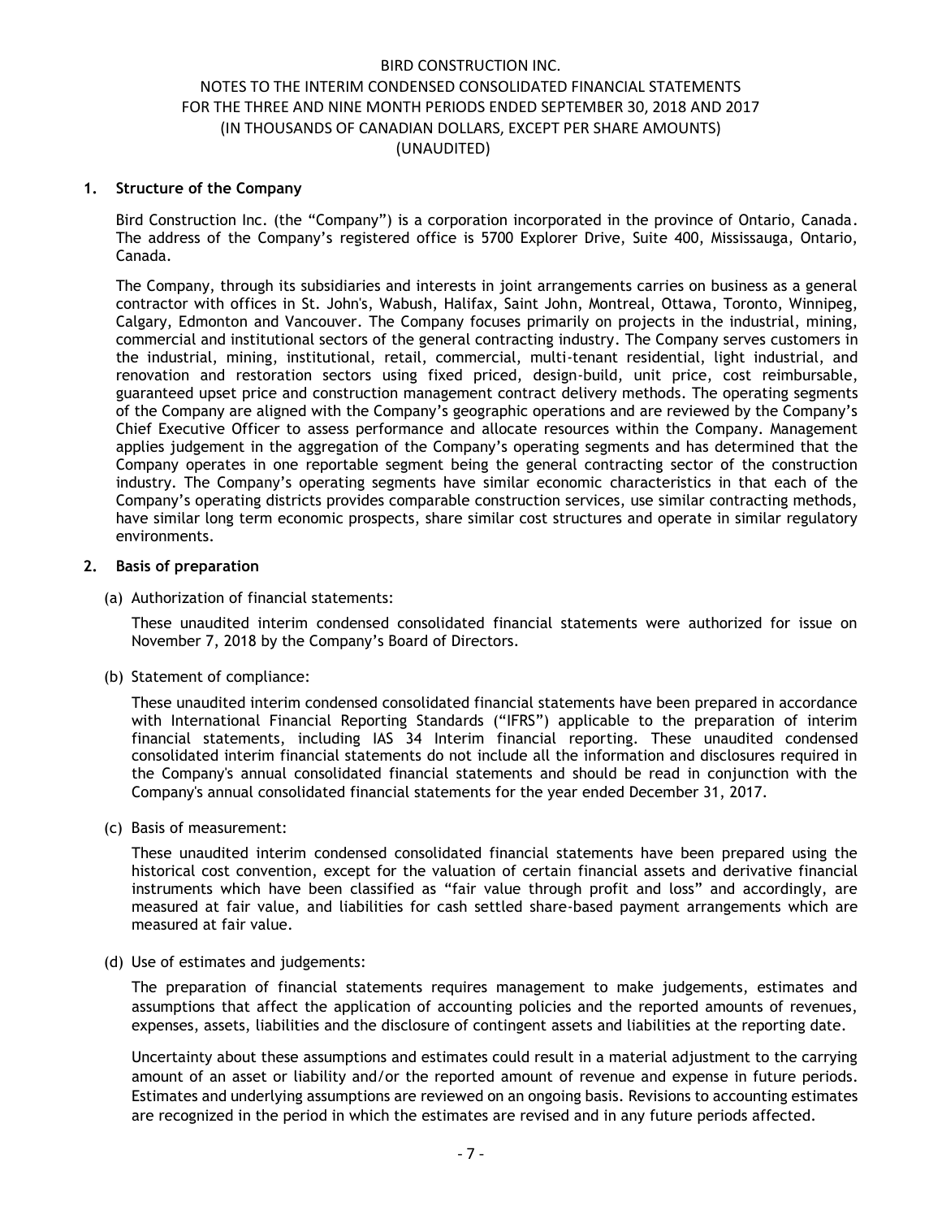## 1. Structure of the Company

Bird Construction Inc. (the "Company") is a corporation incorporated in the province of Ontario, Canada. The address of the Company's registered office is 5700 Explorer Drive, Suite 400, Mississauga, Ontario, Canada.

The Company, through its subsidiaries and interests in joint arrangements carries on business as a general contractor with offices in St. John's, Wabush, Halifax, Saint John, Montreal, Ottawa, Toronto, Winnipeg, Calgary, Edmonton and Vancouver. The Company focuses primarily on projects in the industrial, mining, commercial and institutional sectors of the general contracting industry. The Company serves customers in the industrial, mining, institutional, retail, commercial, multi-tenant residential, light industrial, and renovation and restoration sectors using fixed priced, design-build, unit price, cost reimbursable, guaranteed upset price and construction management contract delivery methods. The operating segments of the Company are aligned with the Company's geographic operations and are reviewed by the Company's Chief Executive Officer to assess performance and allocate resources within the Company. Management applies judgement in the aggregation of the Company's operating segments and has determined that the Company operates in one reportable segment being the general contracting sector of the construction industry. The Company's operating segments have similar economic characteristics in that each of the Company's operating districts provides comparable construction services, use similar contracting methods, have similar long term economic prospects, share similar cost structures and operate in similar regulatory environments.

## 2. Basis of preparation

(a) Authorization of financial statements:

These unaudited interim condensed consolidated financial statements were authorized for issue on November 7, 2018 by the Company's Board of Directors.

(b) Statement of compliance:

These unaudited interim condensed consolidated financial statements have been prepared in accordance with International Financial Reporting Standards ("IFRS") applicable to the preparation of interim financial statements, including IAS 34 Interim financial reporting. These unaudited condensed consolidated interim financial statements do not include all the information and disclosures required in the Company's annual consolidated financial statements and should be read in conjunction with the Company's annual consolidated financial statements for the year ended December 31, 2017.

(c) Basis of measurement:

These unaudited interim condensed consolidated financial statements have been prepared using the historical cost convention, except for the valuation of certain financial assets and derivative financial instruments which have been classified as "fair value through profit and loss" and accordingly, are measured at fair value, and liabilities for cash settled share-based payment arrangements which are measured at fair value.

(d) Use of estimates and judgements:

The preparation of financial statements requires management to make judgements, estimates and assumptions that affect the application of accounting policies and the reported amounts of revenues, expenses, assets, liabilities and the disclosure of contingent assets and liabilities at the reporting date.

Uncertainty about these assumptions and estimates could result in a material adjustment to the carrying amount of an asset or liability and/or the reported amount of revenue and expense in future periods. Estimates and underlying assumptions are reviewed on an ongoing basis. Revisions to accounting estimates are recognized in the period in which the estimates are revised and in any future periods affected.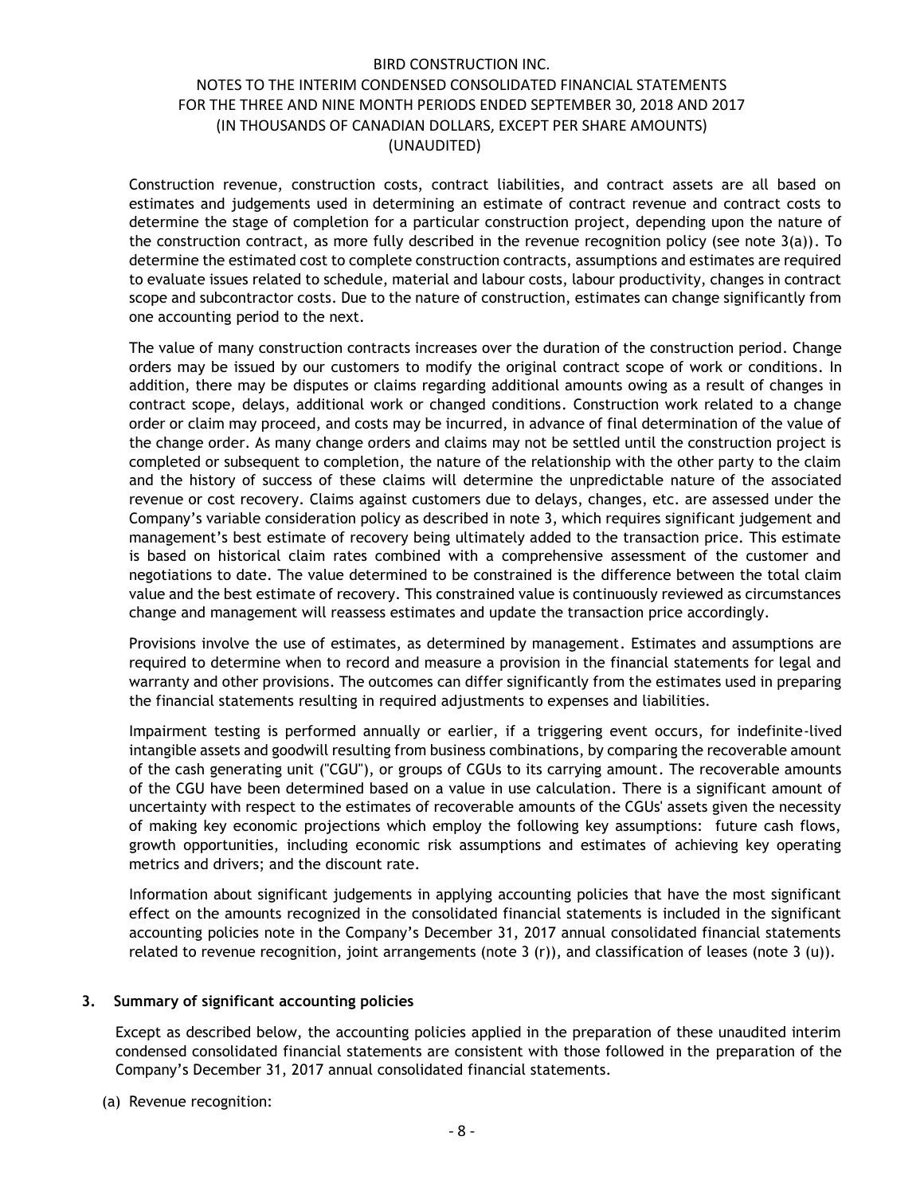Construction revenue, construction costs, contract liabilities, and contract assets are all based on estimates and judgements used in determining an estimate of contract revenue and contract costs to determine the stage of completion for a particular construction project, depending upon the nature of the construction contract, as more fully described in the revenue recognition policy (see note 3(a)). To determine the estimated cost to complete construction contracts, assumptions and estimates are required to evaluate issues related to schedule, material and labour costs, labour productivity, changes in contract scope and subcontractor costs. Due to the nature of construction, estimates can change significantly from one accounting period to the next.

The value of many construction contracts increases over the duration of the construction period. Change orders may be issued by our customers to modify the original contract scope of work or conditions. In addition, there may be disputes or claims regarding additional amounts owing as a result of changes in contract scope, delays, additional work or changed conditions. Construction work related to a change order or claim may proceed, and costs may be incurred, in advance of final determination of the value of the change order. As many change orders and claims may not be settled until the construction project is completed or subsequent to completion, the nature of the relationship with the other party to the claim and the history of success of these claims will determine the unpredictable nature of the associated revenue or cost recovery. Claims against customers due to delays, changes, etc. are assessed under the Company's variable consideration policy as described in note 3, which requires significant judgement and management's best estimate of recovery being ultimately added to the transaction price. This estimate is based on historical claim rates combined with a comprehensive assessment of the customer and negotiations to date. The value determined to be constrained is the difference between the total claim value and the best estimate of recovery. This constrained value is continuously reviewed as circumstances change and management will reassess estimates and update the transaction price accordingly.

Provisions involve the use of estimates, as determined by management. Estimates and assumptions are required to determine when to record and measure a provision in the financial statements for legal and warranty and other provisions. The outcomes can differ significantly from the estimates used in preparing the financial statements resulting in required adjustments to expenses and liabilities.

Impairment testing is performed annually or earlier, if a triggering event occurs, for indefinite-lived intangible assets and goodwill resulting from business combinations, by comparing the recoverable amount of the cash generating unit ("CGU"), or groups of CGUs to its carrying amount. The recoverable amounts of the CGU have been determined based on a value in use calculation. There is a significant amount of uncertainty with respect to the estimates of recoverable amounts of the CGUs' assets given the necessity of making key economic projections which employ the following key assumptions: future cash flows, growth opportunities, including economic risk assumptions and estimates of achieving key operating metrics and drivers; and the discount rate.

Information about significant judgements in applying accounting policies that have the most significant effect on the amounts recognized in the consolidated financial statements is included in the significant accounting policies note in the Company's December 31, 2017 annual consolidated financial statements related to revenue recognition, joint arrangements (note 3 (r)), and classification of leases (note 3 (u)).

## 3. Summary of significant accounting policies

Except as described below, the accounting policies applied in the preparation of these unaudited interim condensed consolidated financial statements are consistent with those followed in the preparation of the Company's December 31, 2017 annual consolidated financial statements.

(a) Revenue recognition: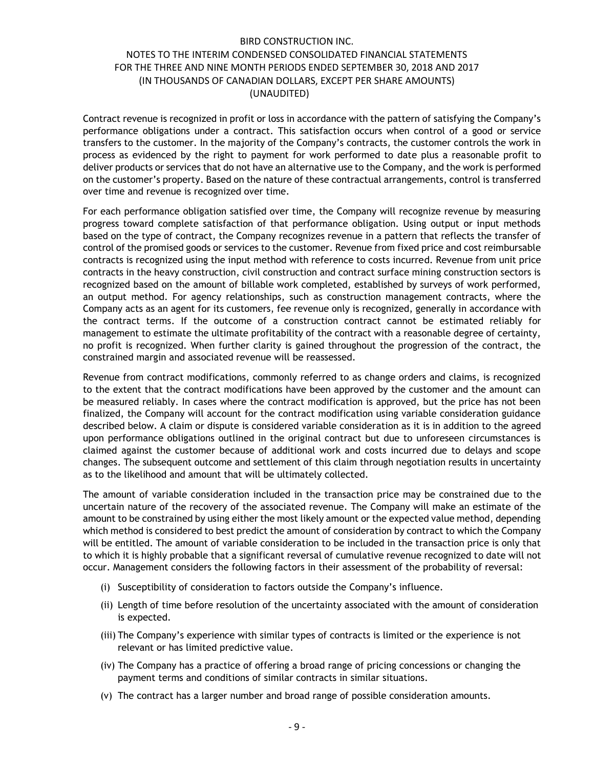Contract revenue is recognized in profit or loss in accordance with the pattern of satisfying the Company's performance obligations under a contract. This satisfaction occurs when control of a good or service transfers to the customer. In the majority of the Company's contracts, the customer controls the work in process as evidenced by the right to payment for work performed to date plus a reasonable profit to deliver products or services that do not have an alternative use to the Company, and the work is performed on the customer's property. Based on the nature of these contractual arrangements, control is transferred over time and revenue is recognized over time.

For each performance obligation satisfied over time, the Company will recognize revenue by measuring progress toward complete satisfaction of that performance obligation. Using output or input methods based on the type of contract, the Company recognizes revenue in a pattern that reflects the transfer of control of the promised goods or services to the customer. Revenue from fixed price and cost reimbursable contracts is recognized using the input method with reference to costs incurred. Revenue from unit price contracts in the heavy construction, civil construction and contract surface mining construction sectors is recognized based on the amount of billable work completed, established by surveys of work performed, an output method. For agency relationships, such as construction management contracts, where the Company acts as an agent for its customers, fee revenue only is recognized, generally in accordance with the contract terms. If the outcome of a construction contract cannot be estimated reliably for management to estimate the ultimate profitability of the contract with a reasonable degree of certainty, no profit is recognized. When further clarity is gained throughout the progression of the contract, the constrained margin and associated revenue will be reassessed.

Revenue from contract modifications, commonly referred to as change orders and claims, is recognized to the extent that the contract modifications have been approved by the customer and the amount can be measured reliably. In cases where the contract modification is approved, but the price has not been finalized, the Company will account for the contract modification using variable consideration guidance described below. A claim or dispute is considered variable consideration as it is in addition to the agreed upon performance obligations outlined in the original contract but due to unforeseen circumstances is claimed against the customer because of additional work and costs incurred due to delays and scope changes. The subsequent outcome and settlement of this claim through negotiation results in uncertainty as to the likelihood and amount that will be ultimately collected.

The amount of variable consideration included in the transaction price may be constrained due to the uncertain nature of the recovery of the associated revenue. The Company will make an estimate of the amount to be constrained by using either the most likely amount or the expected value method, depending which method is considered to best predict the amount of consideration by contract to which the Company will be entitled. The amount of variable consideration to be included in the transaction price is only that to which it is highly probable that a significant reversal of cumulative revenue recognized to date will not occur. Management considers the following factors in their assessment of the probability of reversal:

(i) Susceptibility of consideration to factors outside the Company's influence.

(ii) Length of time before resolution of the uncertainty associated with the amount of consideration is expected.

(iii) The Company's experience with similar types of contracts is limited or the experience is not relevant or has limited predictive value.

(iv) The Company has a practice of offering a broad range of pricing concessions or changing the payment terms and conditions of similar contracts in similar situations.

(v) The contract has a larger number and broad range of possible consideration amounts.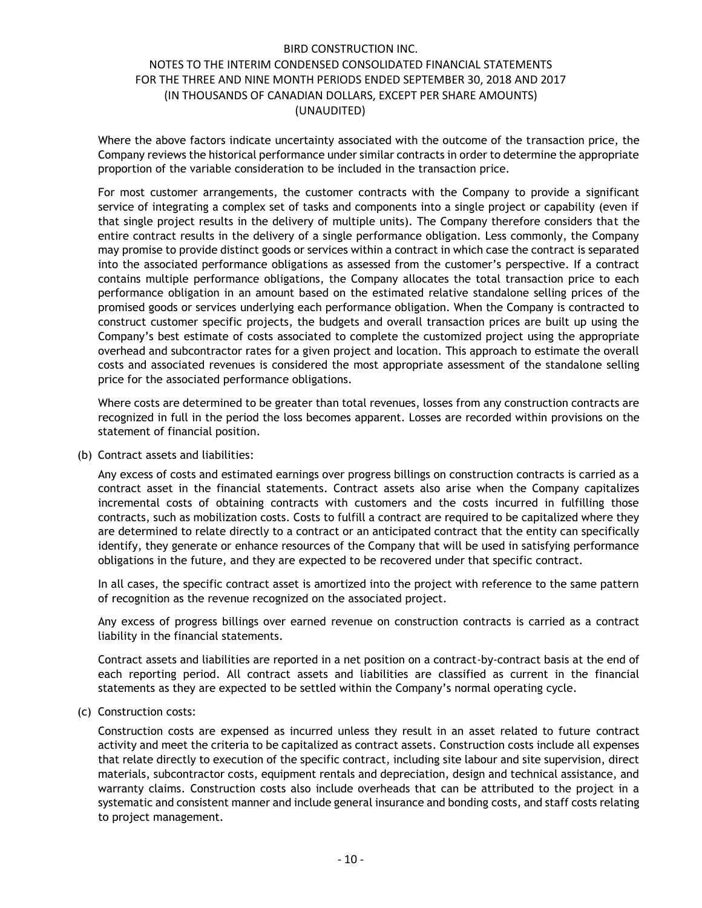Where the above factors indicate uncertainty associated with the outcome of the transaction price, the Company reviews the historical performance under similar contracts in order to determine the appropriate proportion of the variable consideration to be included in the transaction price.

For most customer arrangements, the customer contracts with the Company to provide a significant service of integrating a complex set of tasks and components into a single project or capability (even if that single project results in the delivery of multiple units). The Company therefore considers that the entire contract results in the delivery of a single performance obligation. Less commonly, the Company may promise to provide distinct goods or services within a contract in which case the contract is separated into the associated performance obligations as assessed from the customer's perspective. If a contract contains multiple performance obligations, the Company allocates the total transaction price to each performance obligation in an amount based on the estimated relative standalone selling prices of the promised goods or services underlying each performance obligation. When the Company is contracted to construct customer specific projects, the budgets and overall transaction prices are built up using the Company's best estimate of costs associated to complete the customized project using the appropriate overhead and subcontractor rates for a given project and location. This approach to estimate the overall costs and associated revenues is considered the most appropriate assessment of the standalone selling price for the associated performance obligations.

Where costs are determined to be greater than total revenues, losses from any construction contracts are recognized in full in the period the loss becomes apparent. Losses are recorded within provisions on the statement of financial position.

(b) Contract assets and liabilities:

Any excess of costs and estimated earnings over progress billings on construction contracts is carried as a contract asset in the financial statements. Contract assets also arise when the Company capitalizes incremental costs of obtaining contracts with customers and the costs incurred in fulfilling those contracts, such as mobilization costs. Costs to fulfill a contract are required to be capitalized where they are determined to relate directly to a contract or an anticipated contract that the entity can specifically identify, they generate or enhance resources of the Company that will be used in satisfying performance obligations in the future, and they are expected to be recovered under that specific contract.

In all cases, the specific contract asset is amortized into the project with reference to the same pattern of recognition as the revenue recognized on the associated project.

Any excess of progress billings over earned revenue on construction contracts is carried as a contract liability in the financial statements.

Contract assets and liabilities are reported in a net position on a contract-by-contract basis at the end of each reporting period. All contract assets and liabilities are classified as current in the financial statements as they are expected to be settled within the Company's normal operating cycle.

(c) Construction costs:

Construction costs are expensed as incurred unless they result in an asset related to future contract activity and meet the criteria to be capitalized as contract assets. Construction costs include all expenses that relate directly to execution of the specific contract, including site labour and site supervision, direct materials, subcontractor costs, equipment rentals and depreciation, design and technical assistance, and warranty claims. Construction costs also include overheads that can be attributed to the project in a systematic and consistent manner and include general insurance and bonding costs, and staff costs relating to project management.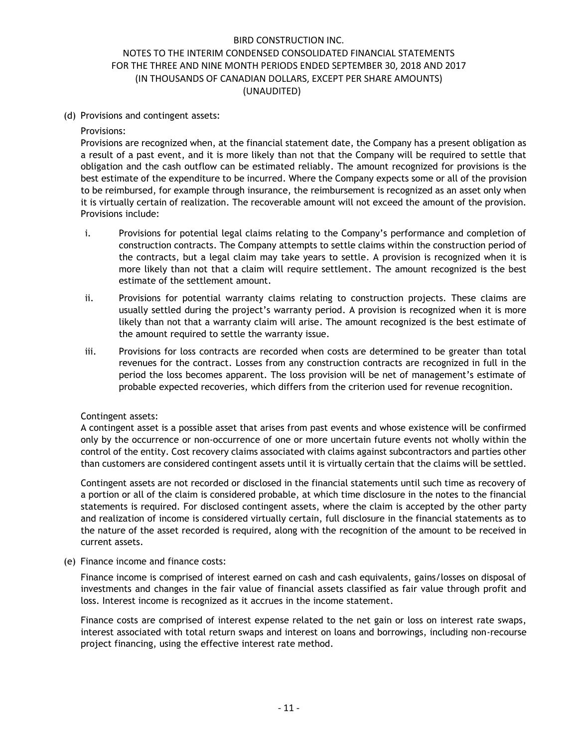(d) Provisions and contingent assets:

Provisions:

Provisions are recognized when, at the financial statement date, the Company has a present obligation as a result of a past event, and it is more likely than not that the Company will be required to settle that obligation and the cash outflow can be estimated reliably. The amount recognized for provisions is the best estimate of the expenditure to be incurred. Where the Company expects some or all of the provision to be reimbursed, for example through insurance, the reimbursement is recognized as an asset only when it is virtually certain of realization. The recoverable amount will not exceed the amount of the provision. Provisions include:

i. Provisions for potential legal claims relating to the Company's performance and completion of construction contracts. The Company attempts to settle claims within the construction period of the contracts, but a legal claim may take years to settle. A provision is recognized when it is more likely than not that a claim will require settlement. The amount recognized is the best estimate of the settlement amount.

ii. Provisions for potential warranty claims relating to construction projects. These claims are usually settled during the project's warranty period. A provision is recognized when it is more likely than not that a warranty claim will arise. The amount recognized is the best estimate of the amount required to settle the warranty issue.

iii. Provisions for loss contracts are recorded when costs are determined to be greater than total revenues for the contract. Losses from any construction contracts are recognized in full in the period the loss becomes apparent. The loss provision will be net of management's estimate of probable expected recoveries, which differs from the criterion used for revenue recognition.

Contingent assets:

A contingent asset is a possible asset that arises from past events and whose existence will be confirmed only by the occurrence or non-occurrence of one or more uncertain future events not wholly within the control of the entity. Cost recovery claims associated with claims against subcontractors and parties other than customers are considered contingent assets until it is virtually certain that the claims will be settled.

Contingent assets are not recorded or disclosed in the financial statements until such time as recovery of a portion or all of the claim is considered probable, at which time disclosure in the notes to the financial statements is required. For disclosed contingent assets, where the claim is accepted by the other party and realization of income is considered virtually certain, full disclosure in the financial statements as to the nature of the asset recorded is required, along with the recognition of the amount to be received in current assets.

(e) Finance income and finance costs:

Finance income is comprised of interest earned on cash and cash equivalents, gains/losses on disposal of investments and changes in the fair value of financial assets classified as fair value through profit and loss. Interest income is recognized as it accrues in the income statement.

Finance costs are comprised of interest expense related to the net gain or loss on interest rate swaps, interest associated with total return swaps and interest on loans and borrowings, including non-recourse project financing, using the effective interest rate method.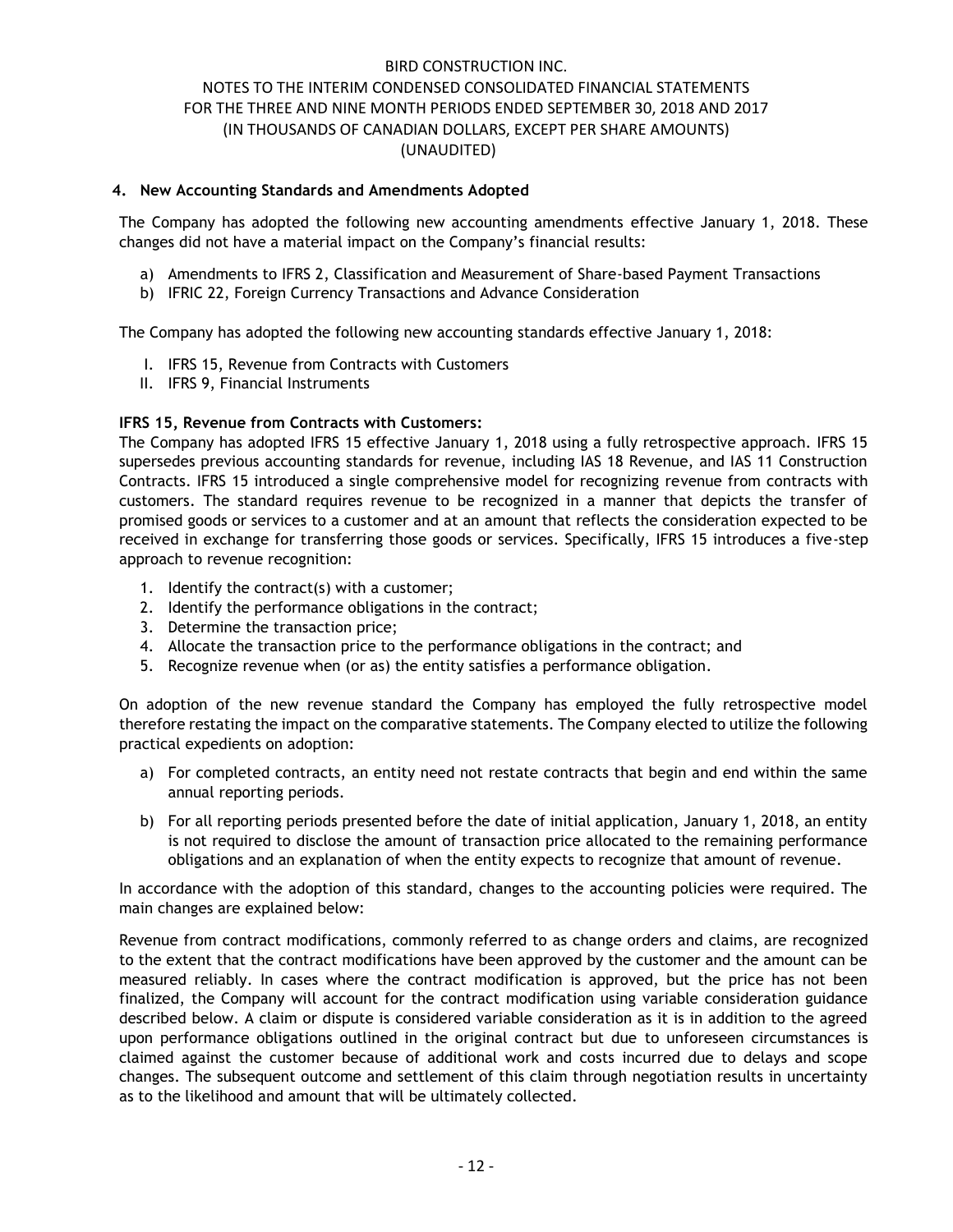## 4. New Accounting Standards and Amendments Adopted

The Company has adopted the following new accounting amendments effective January 1, 2018. These changes did not have a material impact on the Company's financial results:

a) Amendments to IFRS 2, Classification and Measurement of Share-based Payment Transactions
b) IFRIC 22, Foreign Currency Transactions and Advance Consideration

The Company has adopted the following new accounting standards effective January 1, 2018:

I. IFRS 15, Revenue from Contracts with Customers
II. IFRS 9, Financial Instruments

**IFRS 15, Revenue from Contracts with Customers:**
The Company has adopted IFRS 15 effective January 1, 2018 using a fully retrospective approach. IFRS 15 supersedes previous accounting standards for revenue, including IAS 18 Revenue, and IAS 11 Construction Contracts. IFRS 15 introduced a single comprehensive model for recognizing revenue from contracts with customers. The standard requires revenue to be recognized in a manner that depicts the transfer of promised goods or services to a customer and at an amount that reflects the consideration expected to be received in exchange for transferring those goods or services. Specifically, IFRS 15 introduces a five-step approach to revenue recognition:

1. Identify the contract(s) with a customer;
2. Identify the performance obligations in the contract;
3. Determine the transaction price;
4. Allocate the transaction price to the performance obligations in the contract; and
5. Recognize revenue when (or as) the entity satisfies a performance obligation.

On adoption of the new revenue standard the Company has employed the fully retrospective model therefore restating the impact on the comparative statements. The Company elected to utilize the following practical expedients on adoption:

a) For completed contracts, an entity need not restate contracts that begin and end within the same annual reporting periods.

b) For all reporting periods presented before the date of initial application, January 1, 2018, an entity is not required to disclose the amount of transaction price allocated to the remaining performance obligations and an explanation of when the entity expects to recognize that amount of revenue.

In accordance with the adoption of this standard, changes to the accounting policies were required. The main changes are explained below:

Revenue from contract modifications, commonly referred to as change orders and claims, are recognized to the extent that the contract modifications have been approved by the customer and the amount can be measured reliably. In cases where the contract modification is approved, but the price has not been finalized, the Company will account for the contract modification using variable consideration guidance described below. A claim or dispute is considered variable consideration as it is in addition to the agreed upon performance obligations outlined in the original contract but due to unforeseen circumstances is claimed against the customer because of additional work and costs incurred due to delays and scope changes. The subsequent outcome and settlement of this claim through negotiation results in uncertainty as to the likelihood and amount that will be ultimately collected.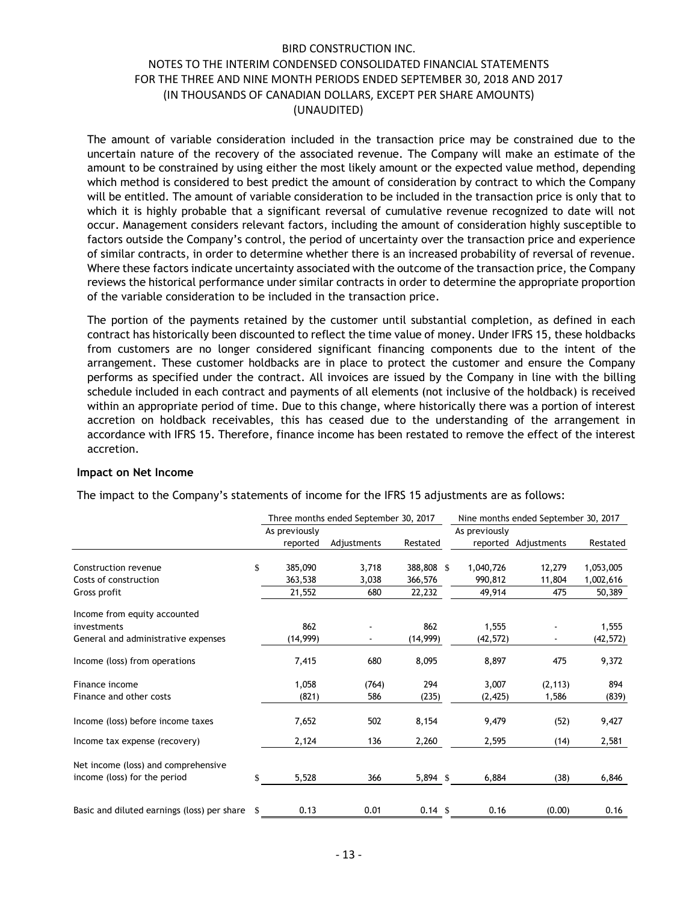The amount of variable consideration included in the transaction price may be constrained due to the uncertain nature of the recovery of the associated revenue. The Company will make an estimate of the amount to be constrained by using either the most likely amount or the expected value method, depending which method is considered to best predict the amount of consideration by contract to which the Company will be entitled. The amount of variable consideration to be included in the transaction price is only that to which it is highly probable that a significant reversal of cumulative revenue recognized to date will not occur. Management considers relevant factors, including the amount of consideration highly susceptible to factors outside the Company's control, the period of uncertainty over the transaction price and experience of similar contracts, in order to determine whether there is an increased probability of reversal of revenue. Where these factors indicate uncertainty associated with the outcome of the transaction price, the Company reviews the historical performance under similar contracts in order to determine the appropriate proportion of the variable consideration to be included in the transaction price.

The portion of the payments retained by the customer until substantial completion, as defined in each contract has historically been discounted to reflect the time value of money. Under IFRS 15, these holdbacks from customers are no longer considered significant financing components due to the intent of the arrangement. These customer holdbacks are in place to protect the customer and ensure the Company performs as specified under the contract. All invoices are issued by the Company in line with the billing schedule included in each contract and payments of all elements (not inclusive of the holdback) is received within an appropriate period of time. Due to this change, where historically there was a portion of interest accretion on holdback receivables, this has ceased due to the understanding of the arrangement in accordance with IFRS 15. Therefore, finance income has been restated to remove the effect of the interest accretion.

**Impact on Net Income**

The impact to the Company's statements of income for the IFRS 15 adjustments are as follows:

| | Three months ended September 30, 2017 | | | Nine months ended September 30, 2017 | | |
|---|---|---|---|---|---|---|
| | As previously reported | Adjustments | Restated | As previously reported | Adjustments | Restated |
| Construction revenue | $ 385,090 | 3,718 | 388,808 | $ 1,040,726 | 12,279 | 1,053,005 |
| Costs of construction | 363,538 | 3,038 | 366,576 | 990,812 | 11,804 | 1,002,616 |
| Gross profit | 21,552 | 680 | 22,232 | 49,914 | 475 | 50,389 |
| Income from equity accounted investments | 862 | - | 862 | 1,555 | - | 1,555 |
| General and administrative expenses | (14,999) | - | (14,999) | (42,572) | - | (42,572) |
| Income (loss) from operations | 7,415 | 680 | 8,095 | 8,897 | 475 | 9,372 |
| Finance income | 1,058 | (764) | 294 | 3,007 | (2,113) | 894 |
| Finance and other costs | (821) | 586 | (235) | (2,425) | 1,586 | (839) |
| Income (loss) before income taxes | 7,652 | 502 | 8,154 | 9,479 | (52) | 9,427 |
| Income tax expense (recovery) | 2,124 | 136 | 2,260 | 2,595 | (14) | 2,581 |
| Net income (loss) and comprehensive income (loss) for the period | $ 5,528 | 366 | 5,894 | $ 6,884 | (38) | 6,846 |
| Basic and diluted earnings (loss) per share | $ 0.13 | 0.01 | 0.14 | $ 0.16 | (0.00) | 0.16 |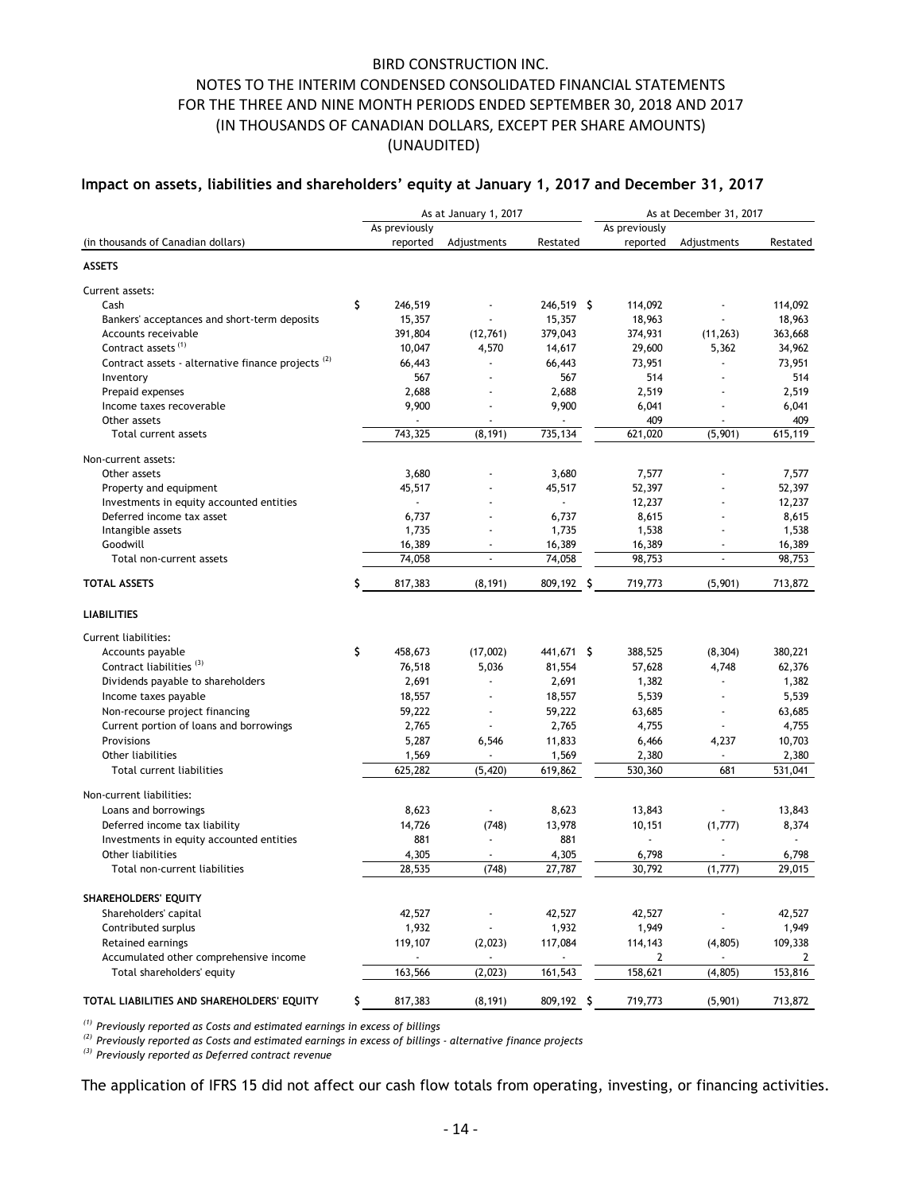## Impact on assets, liabilities and shareholders' equity at January 1, 2017 and December 31, 2017

| (in thousands of Canadian dollars) | As at January 1, 2017 | | | As at December 31, 2017 | | |
|---|---|---|---|---|---|---|
| | As previously reported | Adjustments | Restated | As previously reported | Adjustments | Restated |
| **ASSETS** | | | | | | |
| Current assets: | | | | | | |
| Cash | $ 246,519 | - | 246,519 | $ 114,092 | - | 114,092 |
| Bankers' acceptances and short-term deposits | 15,357 | - | 15,357 | 18,963 | - | 18,963 |
| Accounts receivable | 391,804 | (12,761) | 379,043 | 374,931 | (11,263) | 363,668 |
| Contract assets [(1)] | 10,047 | 4,570 | 14,617 | 29,600 | 5,362 | 34,962 |
| Contract assets - alternative finance projects [(2)] | 66,443 | - | 66,443 | 73,951 | - | 73,951 |
| Inventory | 567 | - | 567 | 514 | - | 514 |
| Prepaid expenses | 2,688 | - | 2,688 | 2,519 | - | 2,519 |
| Income taxes recoverable | 9,900 | - | 9,900 | 6,041 | - | 6,041 |
| Other assets | - | - | - | 409 | - | 409 |
| Total current assets | 743,325 | (8,191) | 735,134 | 621,020 | (5,901) | 615,119 |
| Non-current assets: | | | | | | |
| Other assets | 3,680 | - | 3,680 | 7,577 | - | 7,577 |
| Property and equipment | 45,517 | - | 45,517 | 52,397 | - | 52,397 |
| Investments in equity accounted entities | - | - | - | 12,237 | - | 12,237 |
| Deferred income tax asset | 6,737 | - | 6,737 | 8,615 | - | 8,615 |
| Intangible assets | 1,735 | - | 1,735 | 1,538 | - | 1,538 |
| Goodwill | 16,389 | - | 16,389 | 16,389 | - | 16,389 |
| Total non-current assets | 74,058 | - | 74,058 | 98,753 | - | 98,753 |
| **TOTAL ASSETS** | $ 817,383 | (8,191) | 809,192 | $ 719,773 | (5,901) | 713,872 |
| **LIABILITIES** | | | | | | |
| Current liabilities: | | | | | | |
| Accounts payable | $ 458,673 | (17,002) | 441,671 | $ 388,525 | (8,304) | 380,221 |
| Contract liabilities [(3)] | 76,518 | 5,036 | 81,554 | 57,628 | 4,748 | 62,376 |
| Dividends payable to shareholders | 2,691 | - | 2,691 | 1,382 | - | 1,382 |
| Income taxes payable | 18,557 | - | 18,557 | 5,539 | - | 5,539 |
| Non-recourse project financing | 59,222 | - | 59,222 | 63,685 | - | 63,685 |
| Current portion of loans and borrowings | 2,765 | - | 2,765 | 4,755 | - | 4,755 |
| Provisions | 5,287 | 6,546 | 11,833 | 6,466 | 4,237 | 10,703 |
| Other liabilities | 1,569 | - | 1,569 | 2,380 | - | 2,380 |
| Total current liabilities | 625,282 | (5,420) | 619,862 | 530,360 | 681 | 531,041 |
| Non-current liabilities: | | | | | | |
| Loans and borrowings | 8,623 | - | 8,623 | 13,843 | - | 13,843 |
| Deferred income tax liability | 14,726 | (748) | 13,978 | 10,151 | (1,777) | 8,374 |
| Investments in equity accounted entities | 881 | - | 881 | - | - | - |
| Other liabilities | 4,305 | - | 4,305 | 6,798 | - | 6,798 |
| Total non-current liabilities | 28,535 | (748) | 27,787 | 30,792 | (1,777) | 29,015 |
| **SHAREHOLDERS' EQUITY** | | | | | | |
| Shareholders' capital | 42,527 | - | 42,527 | 42,527 | - | 42,527 |
| Contributed surplus | 1,932 | - | 1,932 | 1,949 | - | 1,949 |
| Retained earnings | 119,107 | (2,023) | 117,084 | 114,143 | (4,805) | 109,338 |
| Accumulated other comprehensive income | - | - | - | 2 | - | 2 |
| Total shareholders' equity | 163,566 | (2,023) | 161,543 | 158,621 | (4,805) | 153,816 |
| **TOTAL LIABILITIES AND SHAREHOLDERS' EQUITY** | $ 817,383 | (8,191) | 809,192 | $ 719,773 | (5,901) | 713,872 |

*[(1)] Previously reported as Costs and estimated earnings in excess of billings*

*[(2)] Previously reported as Costs and estimated earnings in excess of billings - alternative finance projects*

*[(3)] Previously reported as Deferred contract revenue*

The application of IFRS 15 did not affect our cash flow totals from operating, investing, or financing activities.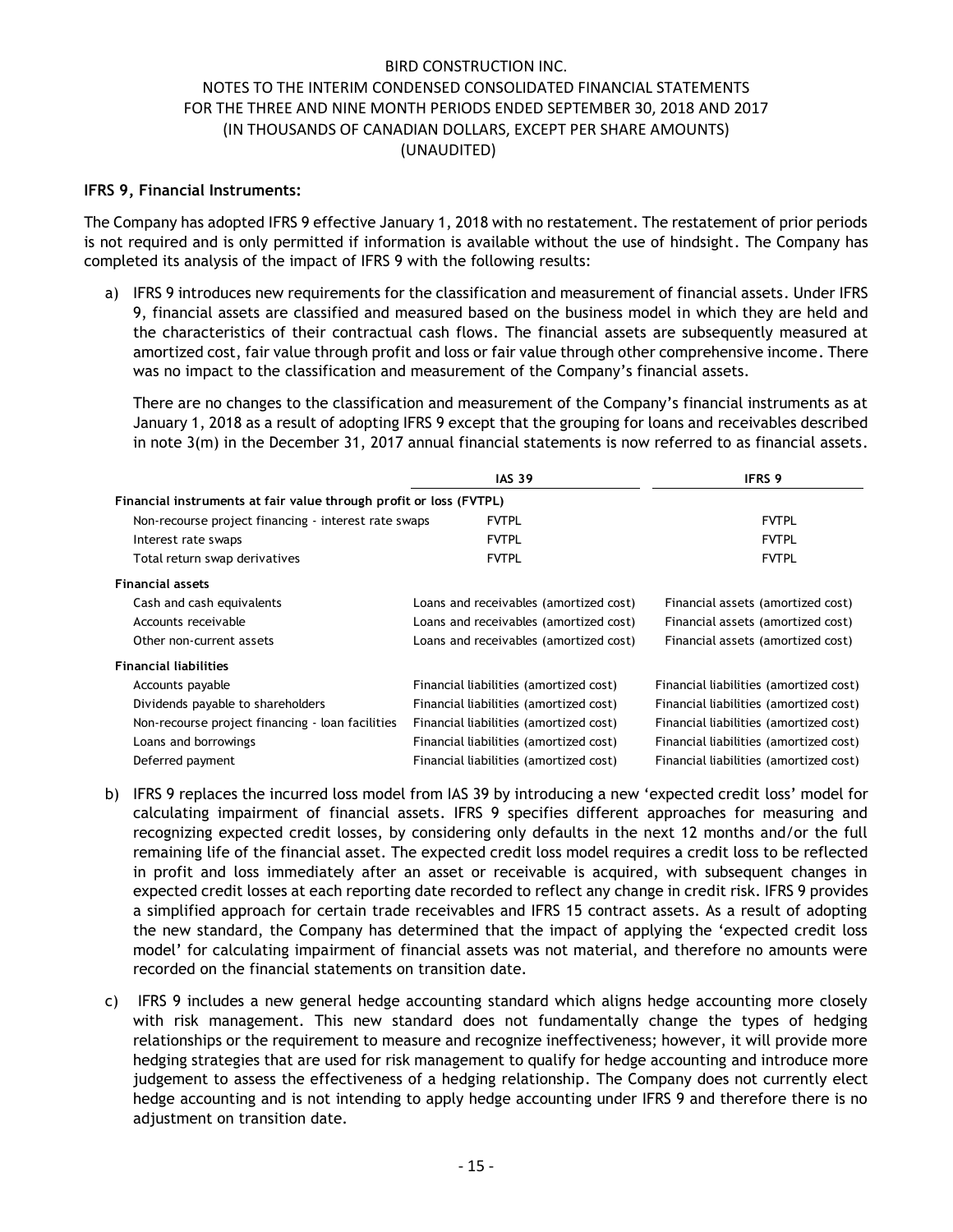**IFRS 9, Financial Instruments:**

The Company has adopted IFRS 9 effective January 1, 2018 with no restatement. The restatement of prior periods is not required and is only permitted if information is available without the use of hindsight. The Company has completed its analysis of the impact of IFRS 9 with the following results:

a) IFRS 9 introduces new requirements for the classification and measurement of financial assets. Under IFRS 9, financial assets are classified and measured based on the business model in which they are held and the characteristics of their contractual cash flows. The financial assets are subsequently measured at amortized cost, fair value through profit and loss or fair value through other comprehensive income. There was no impact to the classification and measurement of the Company's financial assets.

   There are no changes to the classification and measurement of the Company's financial instruments as at January 1, 2018 as a result of adopting IFRS 9 except that the grouping for loans and receivables described in note 3(m) in the December 31, 2017 annual financial statements is now referred to as financial assets.

| | IAS 39 | IFRS 9 |
|---|---|---|
| **Financial instruments at fair value through profit or loss (FVTPL)** | | |
| Non-recourse project financing - interest rate swaps | FVTPL | FVTPL |
| Interest rate swaps | FVTPL | FVTPL |
| Total return swap derivatives | FVTPL | FVTPL |
| **Financial assets** | | |
| Cash and cash equivalents | Loans and receivables (amortized cost) | Financial assets (amortized cost) |
| Accounts receivable | Loans and receivables (amortized cost) | Financial assets (amortized cost) |
| Other non-current assets | Loans and receivables (amortized cost) | Financial assets (amortized cost) |
| **Financial liabilities** | | |
| Accounts payable | Financial liabilities (amortized cost) | Financial liabilities (amortized cost) |
| Dividends payable to shareholders | Financial liabilities (amortized cost) | Financial liabilities (amortized cost) |
| Non-recourse project financing - loan facilities | Financial liabilities (amortized cost) | Financial liabilities (amortized cost) |
| Loans and borrowings | Financial liabilities (amortized cost) | Financial liabilities (amortized cost) |
| Deferred payment | Financial liabilities (amortized cost) | Financial liabilities (amortized cost) |

b) IFRS 9 replaces the incurred loss model from IAS 39 by introducing a new 'expected credit loss' model for calculating impairment of financial assets. IFRS 9 specifies different approaches for measuring and recognizing expected credit losses, by considering only defaults in the next 12 months and/or the full remaining life of the financial asset. The expected credit loss model requires a credit loss to be reflected in profit and loss immediately after an asset or receivable is acquired, with subsequent changes in expected credit losses at each reporting date recorded to reflect any change in credit risk. IFRS 9 provides a simplified approach for certain trade receivables and IFRS 15 contract assets. As a result of adopting the new standard, the Company has determined that the impact of applying the 'expected credit loss model' for calculating impairment of financial assets was not material, and therefore no amounts were recorded on the financial statements on transition date.

c) IFRS 9 includes a new general hedge accounting standard which aligns hedge accounting more closely with risk management. This new standard does not fundamentally change the types of hedging relationships or the requirement to measure and recognize ineffectiveness; however, it will provide more hedging strategies that are used for risk management to qualify for hedge accounting and introduce more judgement to assess the effectiveness of a hedging relationship. The Company does not currently elect hedge accounting and is not intending to apply hedge accounting under IFRS 9 and therefore there is no adjustment on transition date.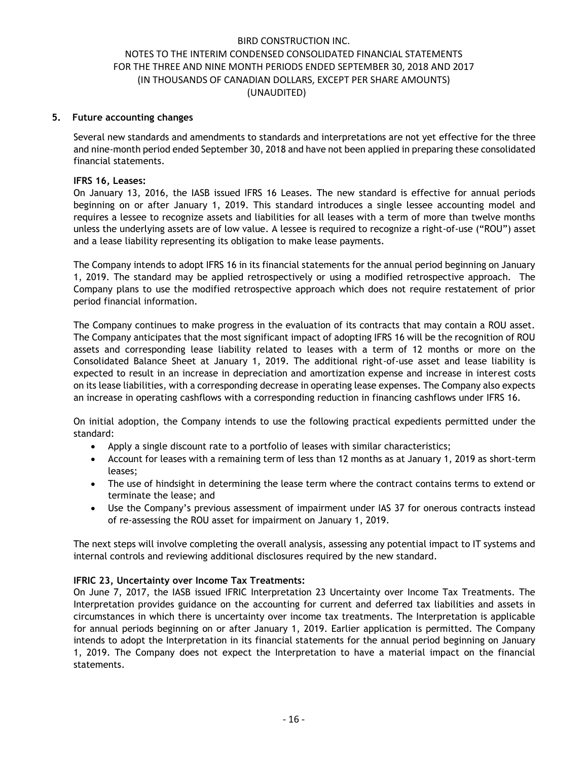## 5. Future accounting changes

Several new standards and amendments to standards and interpretations are not yet effective for the three and nine-month period ended September 30, 2018 and have not been applied in preparing these consolidated financial statements.

**IFRS 16, Leases:**

On January 13, 2016, the IASB issued IFRS 16 Leases. The new standard is effective for annual periods beginning on or after January 1, 2019. This standard introduces a single lessee accounting model and requires a lessee to recognize assets and liabilities for all leases with a term of more than twelve months unless the underlying assets are of low value. A lessee is required to recognize a right-of-use ("ROU") asset and a lease liability representing its obligation to make lease payments.

The Company intends to adopt IFRS 16 in its financial statements for the annual period beginning on January 1, 2019. The standard may be applied retrospectively or using a modified retrospective approach. The Company plans to use the modified retrospective approach which does not require restatement of prior period financial information.

The Company continues to make progress in the evaluation of its contracts that may contain a ROU asset. The Company anticipates that the most significant impact of adopting IFRS 16 will be the recognition of ROU assets and corresponding lease liability related to leases with a term of 12 months or more on the Consolidated Balance Sheet at January 1, 2019. The additional right-of-use asset and lease liability is expected to result in an increase in depreciation and amortization expense and increase in interest costs on its lease liabilities, with a corresponding decrease in operating lease expenses. The Company also expects an increase in operating cashflows with a corresponding reduction in financing cashflows under IFRS 16.

On initial adoption, the Company intends to use the following practical expedients permitted under the standard:

- Apply a single discount rate to a portfolio of leases with similar characteristics;
- Account for leases with a remaining term of less than 12 months as at January 1, 2019 as short-term leases;
- The use of hindsight in determining the lease term where the contract contains terms to extend or terminate the lease; and
- Use the Company's previous assessment of impairment under IAS 37 for onerous contracts instead of re-assessing the ROU asset for impairment on January 1, 2019.

The next steps will involve completing the overall analysis, assessing any potential impact to IT systems and internal controls and reviewing additional disclosures required by the new standard.

**IFRIC 23, Uncertainty over Income Tax Treatments:**

On June 7, 2017, the IASB issued IFRIC Interpretation 23 Uncertainty over Income Tax Treatments. The Interpretation provides guidance on the accounting for current and deferred tax liabilities and assets in circumstances in which there is uncertainty over income tax treatments. The Interpretation is applicable for annual periods beginning on or after January 1, 2019. Earlier application is permitted. The Company intends to adopt the Interpretation in its financial statements for the annual period beginning on January 1, 2019. The Company does not expect the Interpretation to have a material impact on the financial statements.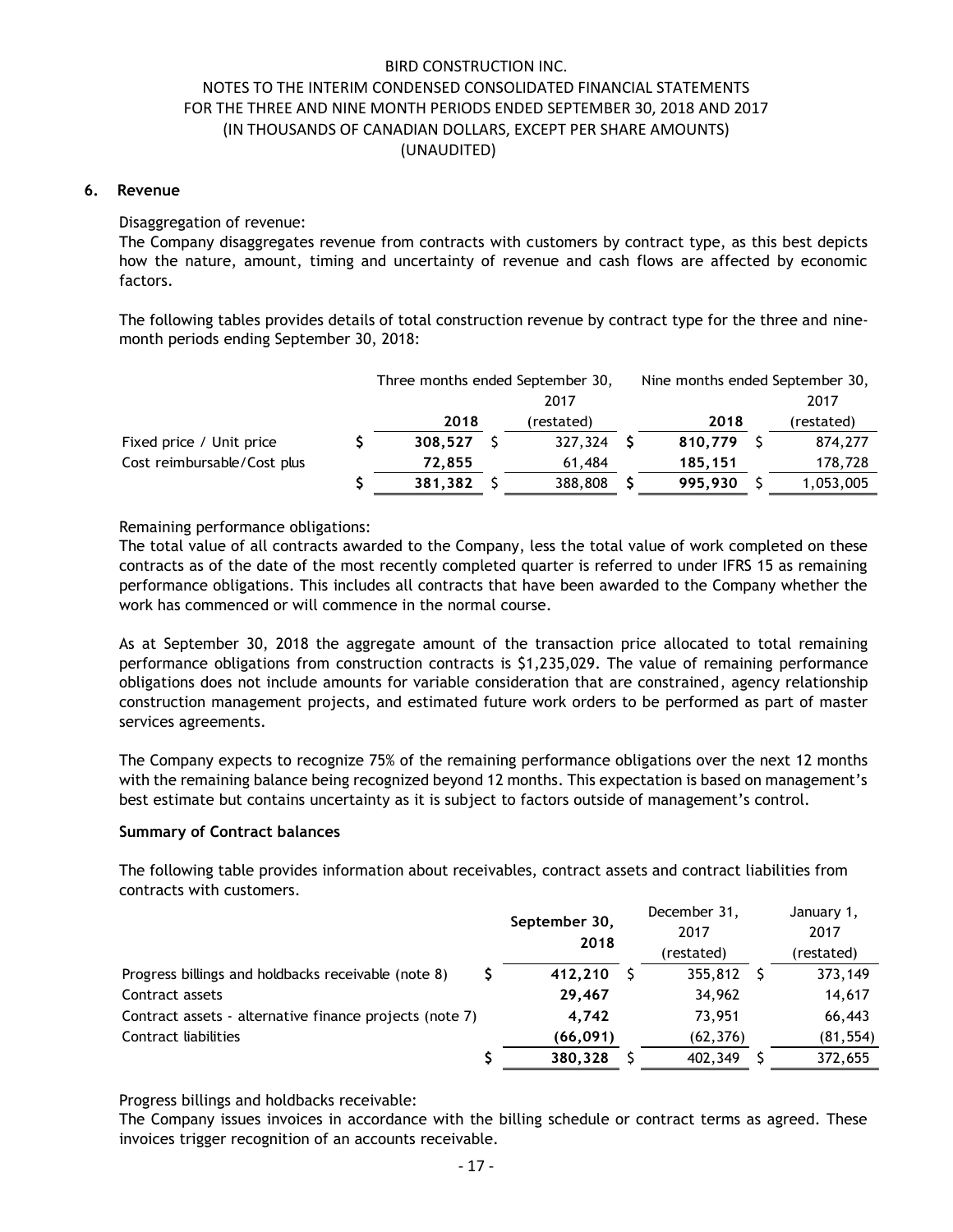## 6. Revenue

Disaggregation of revenue:
The Company disaggregates revenue from contracts with customers by contract type, as this best depicts how the nature, amount, timing and uncertainty of revenue and cash flows are affected by economic factors.

The following tables provides details of total construction revenue by contract type for the three and nine-month periods ending September 30, 2018:

| | Three months ended September 30, | | Nine months ended September 30, | |
|---|---|---|---|---|
| | **2018** | 2017 (restated) | **2018** | 2017 (restated) |
| Fixed price / Unit price | $ **308,527** | $ 327,324 | $ **810,779** | $ 874,277 |
| Cost reimbursable/Cost plus | **72,855** | 61,484 | **185,151** | 178,728 |
| | $ **381,382** | $ 388,808 | $ **995,930** | $ 1,053,005 |

Remaining performance obligations:
The total value of all contracts awarded to the Company, less the total value of work completed on these contracts as of the date of the most recently completed quarter is referred to under IFRS 15 as remaining performance obligations. This includes all contracts that have been awarded to the Company whether the work has commenced or will commence in the normal course.

As at September 30, 2018 the aggregate amount of the transaction price allocated to total remaining performance obligations from construction contracts is $1,235,029. The value of remaining performance obligations does not include amounts for variable consideration that are constrained, agency relationship construction management projects, and estimated future work orders to be performed as part of master services agreements.

The Company expects to recognize 75% of the remaining performance obligations over the next 12 months with the remaining balance being recognized beyond 12 months. This expectation is based on management's best estimate but contains uncertainty as it is subject to factors outside of management's control.

**Summary of Contract balances**

The following table provides information about receivables, contract assets and contract liabilities from contracts with customers.

| | **September 30, 2018** | December 31, 2017 (restated) | January 1, 2017 (restated) |
|---|---|---|---|
| Progress billings and holdbacks receivable (note 8) | $ **412,210** | $ 355,812 | $ 373,149 |
| Contract assets | **29,467** | 34,962 | 14,617 |
| Contract assets - alternative finance projects (note 7) | **4,742** | 73,951 | 66,443 |
| Contract liabilities | **(66,091)** | (62,376) | (81,554) |
| | $ **380,328** | $ 402,349 | $ 372,655 |

Progress billings and holdbacks receivable:
The Company issues invoices in accordance with the billing schedule or contract terms as agreed. These invoices trigger recognition of an accounts receivable.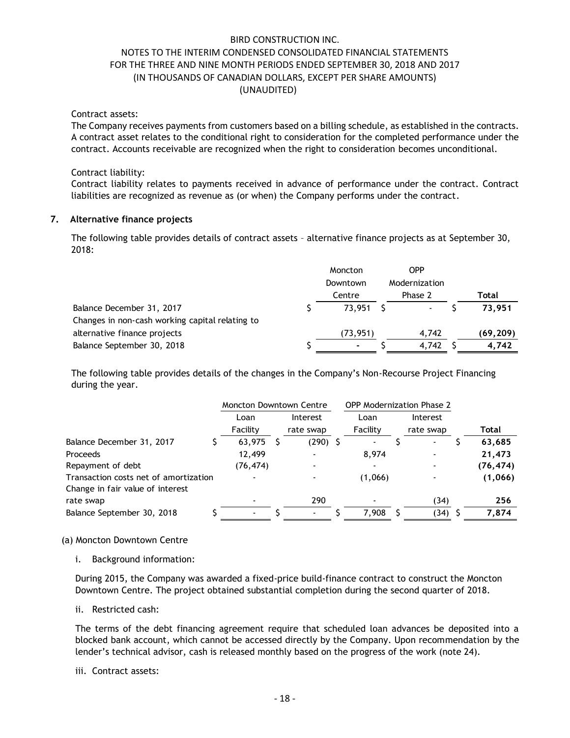Contract assets:

The Company receives payments from customers based on a billing schedule, as established in the contracts. A contract asset relates to the conditional right to consideration for the completed performance under the contract. Accounts receivable are recognized when the right to consideration becomes unconditional.

Contract liability:

Contract liability relates to payments received in advance of performance under the contract. Contract liabilities are recognized as revenue as (or when) the Company performs under the contract.

## 7. Alternative finance projects

The following table provides details of contract assets – alternative finance projects as at September 30, 2018:

| | Moncton Downtown Centre | OPP Modernization Phase 2 | **Total** |
|---|---|---|---|
| Balance December 31, 2017 | $ 73,951 | $ - | $ **73,951** |
| Changes in non-cash working capital relating to alternative finance projects | (73,951) | 4,742 | **(69,209)** |
| Balance September 30, 2018 | $ - | $ 4,742 | $ **4,742** |

The following table provides details of the changes in the Company's Non-Recourse Project Financing during the year.

| | Moncton Downtown Centre | | OPP Modernization Phase 2 | | |
|---|---|---|---|---|---|
| | Loan Facility | Interest rate swap | Loan Facility | Interest rate swap | **Total** |
| Balance December 31, 2017 | $ 63,975 | $ (290) | $ - | $ - | $ **63,685** |
| Proceeds | 12,499 | - | 8,974 | - | **21,473** |
| Repayment of debt | (76,474) | - | - | - | **(76,474)** |
| Transaction costs net of amortization | - | - | (1,066) | - | **(1,066)** |
| Change in fair value of interest rate swap | - | 290 | - | (34) | **256** |
| Balance September 30, 2018 | $ - | $ - | $ 7,908 | $ (34) | $ **7,874** |

(a) Moncton Downtown Centre

i. Background information:

During 2015, the Company was awarded a fixed-price build-finance contract to construct the Moncton Downtown Centre. The project obtained substantial completion during the second quarter of 2018.

ii. Restricted cash:

The terms of the debt financing agreement require that scheduled loan advances be deposited into a blocked bank account, which cannot be accessed directly by the Company. Upon recommendation by the lender's technical advisor, cash is released monthly based on the progress of the work (note 24).

iii. Contract assets: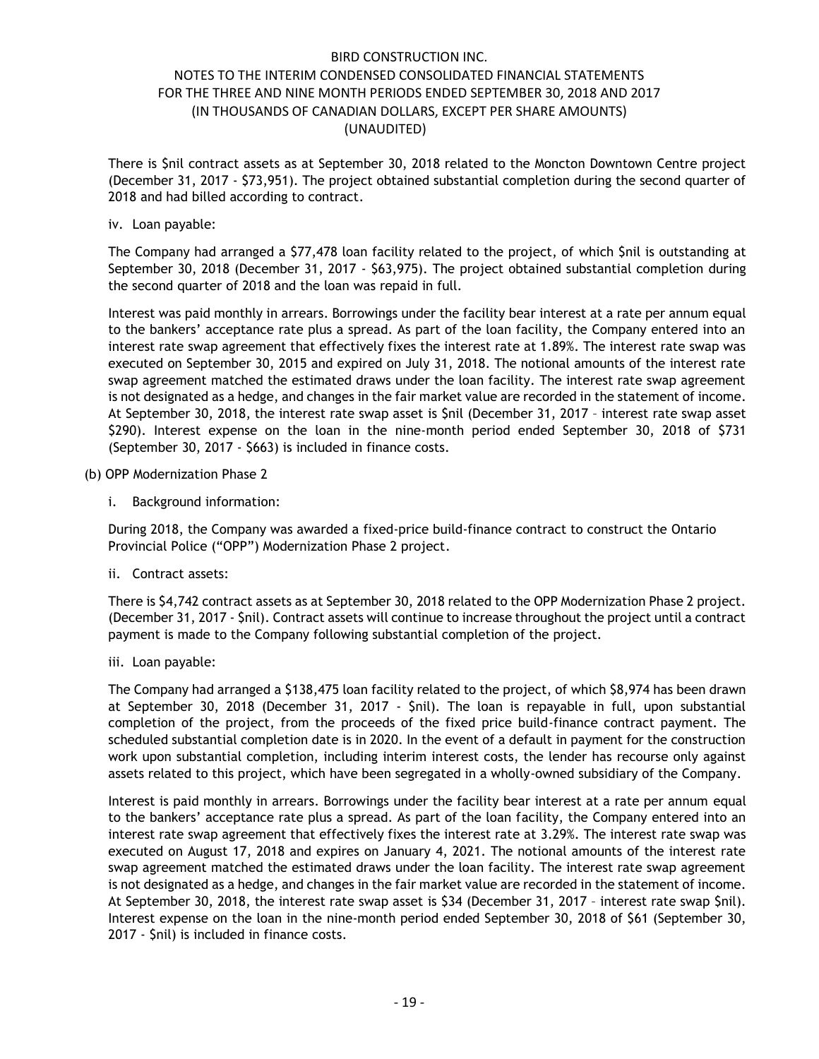There is $nil contract assets as at September 30, 2018 related to the Moncton Downtown Centre project (December 31, 2017 - $73,951). The project obtained substantial completion during the second quarter of 2018 and had billed according to contract.

iv. Loan payable:

The Company had arranged a $77,478 loan facility related to the project, of which $nil is outstanding at September 30, 2018 (December 31, 2017 - $63,975). The project obtained substantial completion during the second quarter of 2018 and the loan was repaid in full.

Interest was paid monthly in arrears. Borrowings under the facility bear interest at a rate per annum equal to the bankers' acceptance rate plus a spread. As part of the loan facility, the Company entered into an interest rate swap agreement that effectively fixes the interest rate at 1.89%. The interest rate swap was executed on September 30, 2015 and expired on July 31, 2018. The notional amounts of the interest rate swap agreement matched the estimated draws under the loan facility. The interest rate swap agreement is not designated as a hedge, and changes in the fair market value are recorded in the statement of income. At September 30, 2018, the interest rate swap asset is $nil (December 31, 2017 – interest rate swap asset $290). Interest expense on the loan in the nine-month period ended September 30, 2018 of $731 (September 30, 2017 - $663) is included in finance costs.

(b) OPP Modernization Phase 2

i. Background information:

During 2018, the Company was awarded a fixed-price build-finance contract to construct the Ontario Provincial Police ("OPP") Modernization Phase 2 project.

ii. Contract assets:

There is $4,742 contract assets as at September 30, 2018 related to the OPP Modernization Phase 2 project. (December 31, 2017 - $nil). Contract assets will continue to increase throughout the project until a contract payment is made to the Company following substantial completion of the project.

iii. Loan payable:

The Company had arranged a $138,475 loan facility related to the project, of which $8,974 has been drawn at September 30, 2018 (December 31, 2017 - $nil). The loan is repayable in full, upon substantial completion of the project, from the proceeds of the fixed price build-finance contract payment. The scheduled substantial completion date is in 2020. In the event of a default in payment for the construction work upon substantial completion, including interim interest costs, the lender has recourse only against assets related to this project, which have been segregated in a wholly-owned subsidiary of the Company.

Interest is paid monthly in arrears. Borrowings under the facility bear interest at a rate per annum equal to the bankers' acceptance rate plus a spread. As part of the loan facility, the Company entered into an interest rate swap agreement that effectively fixes the interest rate at 3.29%. The interest rate swap was executed on August 17, 2018 and expires on January 4, 2021. The notional amounts of the interest rate swap agreement matched the estimated draws under the loan facility. The interest rate swap agreement is not designated as a hedge, and changes in the fair market value are recorded in the statement of income. At September 30, 2018, the interest rate swap asset is $34 (December 31, 2017 – interest rate swap $nil). Interest expense on the loan in the nine-month period ended September 30, 2018 of $61 (September 30, 2017 - $nil) is included in finance costs.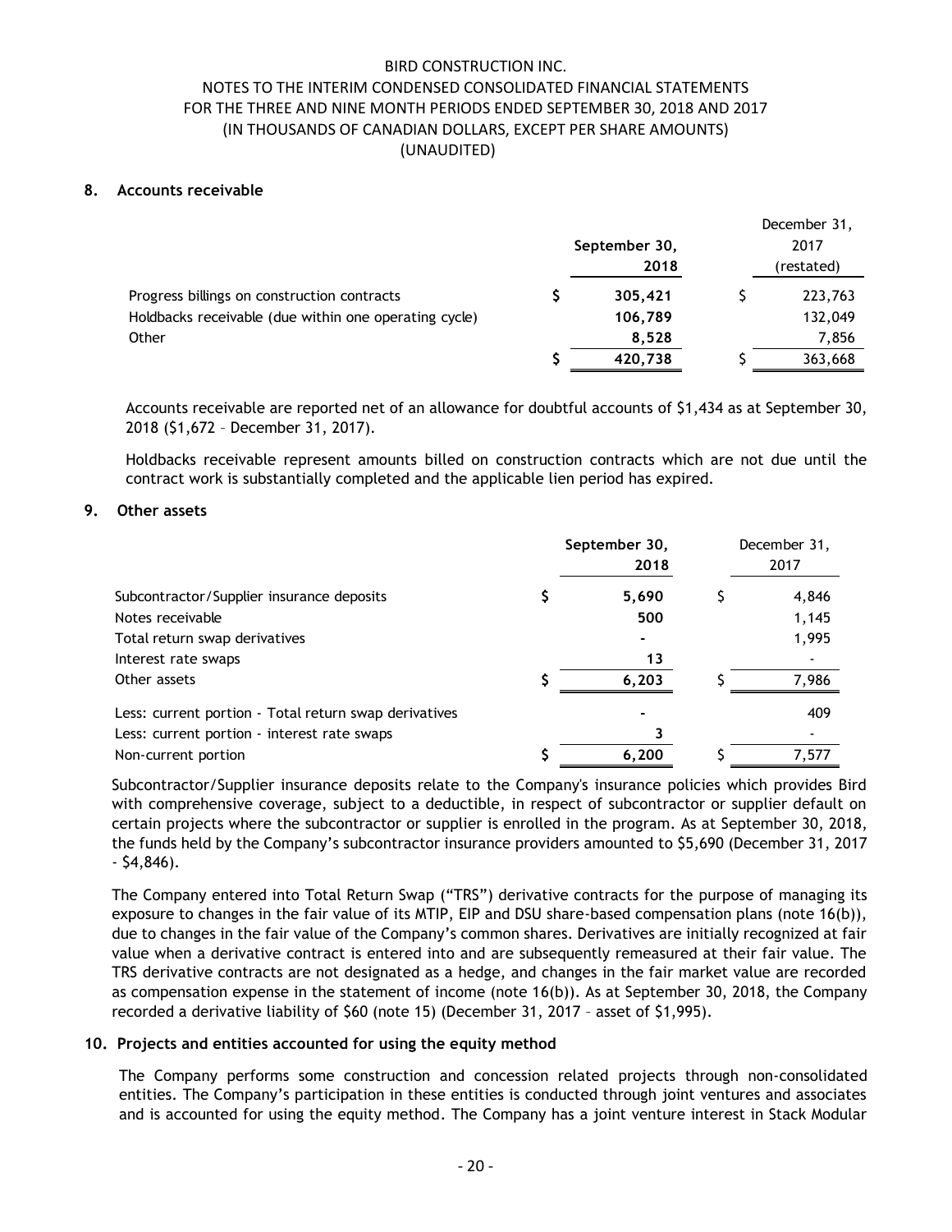## 8. Accounts receivable

| | September 30, 2018 | December 31, 2017 (restated) |
|---|---|---|
| Progress billings on construction contracts | $ 305,421 | $ 223,763 |
| Holdbacks receivable (due within one operating cycle) | 106,789 | 132,049 |
| Other | 8,528 | 7,856 |
| | $ 420,738 | $ 363,668 |

Accounts receivable are reported net of an allowance for doubtful accounts of $1,434 as at September 30, 2018 ($1,672 – December 31, 2017).

Holdbacks receivable represent amounts billed on construction contracts which are not due until the contract work is substantially completed and the applicable lien period has expired.

## 9. Other assets

| | September 30, 2018 | December 31, 2017 |
|---|---|---|
| Subcontractor/Supplier insurance deposits | $ 5,690 | $ 4,846 |
| Notes receivable | 500 | 1,145 |
| Total return swap derivatives | - | 1,995 |
| Interest rate swaps | 13 | - |
| Other assets | $ 6,203 | $ 7,986 |
| Less: current portion - Total return swap derivatives | - | 409 |
| Less: current portion - interest rate swaps | 3 | - |
| Non-current portion | $ 6,200 | $ 7,577 |

Subcontractor/Supplier insurance deposits relate to the Company's insurance policies which provides Bird with comprehensive coverage, subject to a deductible, in respect of subcontractor or supplier default on certain projects where the subcontractor or supplier is enrolled in the program. As at September 30, 2018, the funds held by the Company's subcontractor insurance providers amounted to $5,690 (December 31, 2017 - $4,846).

The Company entered into Total Return Swap ("TRS") derivative contracts for the purpose of managing its exposure to changes in the fair value of its MTIP, EIP and DSU share-based compensation plans (note 16(b)), due to changes in the fair value of the Company's common shares. Derivatives are initially recognized at fair value when a derivative contract is entered into and are subsequently remeasured at their fair value. The TRS derivative contracts are not designated as a hedge, and changes in the fair market value are recorded as compensation expense in the statement of income (note 16(b)). As at September 30, 2018, the Company recorded a derivative liability of $60 (note 15) (December 31, 2017 – asset of $1,995).

## 10. Projects and entities accounted for using the equity method

The Company performs some construction and concession related projects through non-consolidated entities. The Company's participation in these entities is conducted through joint ventures and associates and is accounted for using the equity method. The Company has a joint venture interest in Stack Modular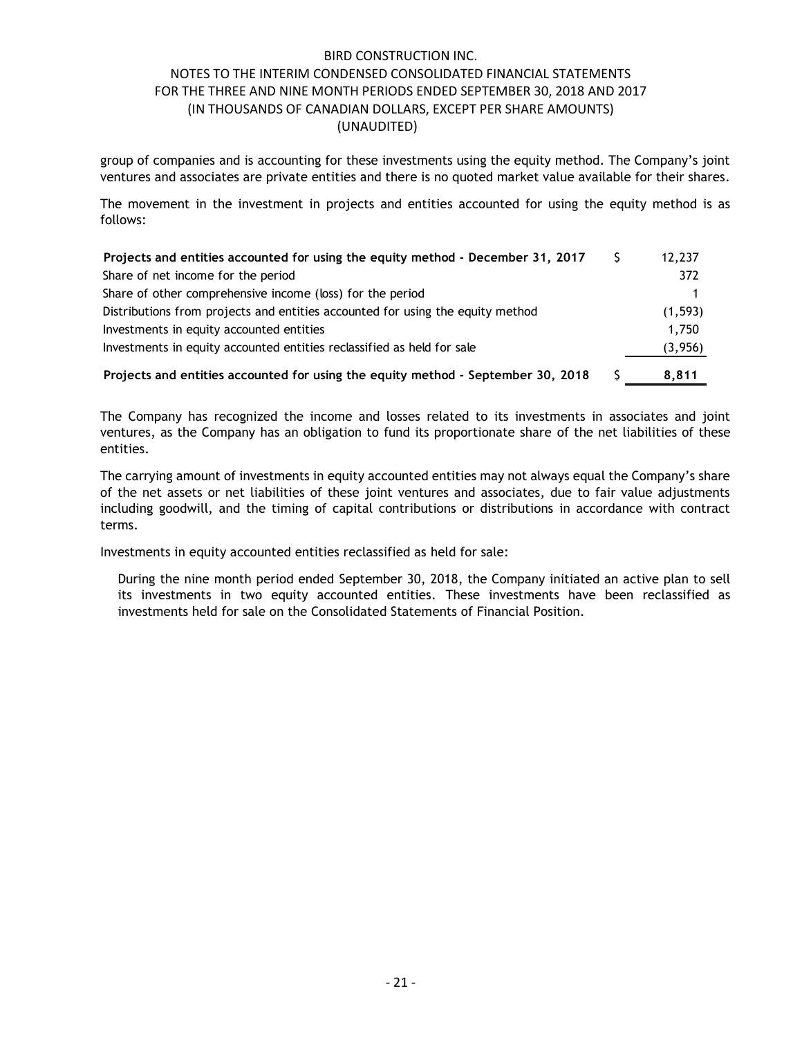group of companies and is accounting for these investments using the equity method. The Company's joint ventures and associates are private entities and there is no quoted market value available for their shares.

The movement in the investment in projects and entities accounted for using the equity method is as follows:

| | | |
|---|---|---|
| **Projects and entities accounted for using the equity method - December 31, 2017** | $ | 12,237 |
| Share of net income for the period | | 372 |
| Share of other comprehensive income (loss) for the period | | 1 |
| Distributions from projects and entities accounted for using the equity method | | (1,593) |
| Investments in equity accounted entities | | 1,750 |
| Investments in equity accounted entities reclassified as held for sale | | (3,956) |
| **Projects and entities accounted for using the equity method - September 30, 2018** | $ | **8,811** |

The Company has recognized the income and losses related to its investments in associates and joint ventures, as the Company has an obligation to fund its proportionate share of the net liabilities of these entities.

The carrying amount of investments in equity accounted entities may not always equal the Company's share of the net assets or net liabilities of these joint ventures and associates, due to fair value adjustments including goodwill, and the timing of capital contributions or distributions in accordance with contract terms.

Investments in equity accounted entities reclassified as held for sale:

During the nine month period ended September 30, 2018, the Company initiated an active plan to sell its investments in two equity accounted entities. These investments have been reclassified as investments held for sale on the Consolidated Statements of Financial Position.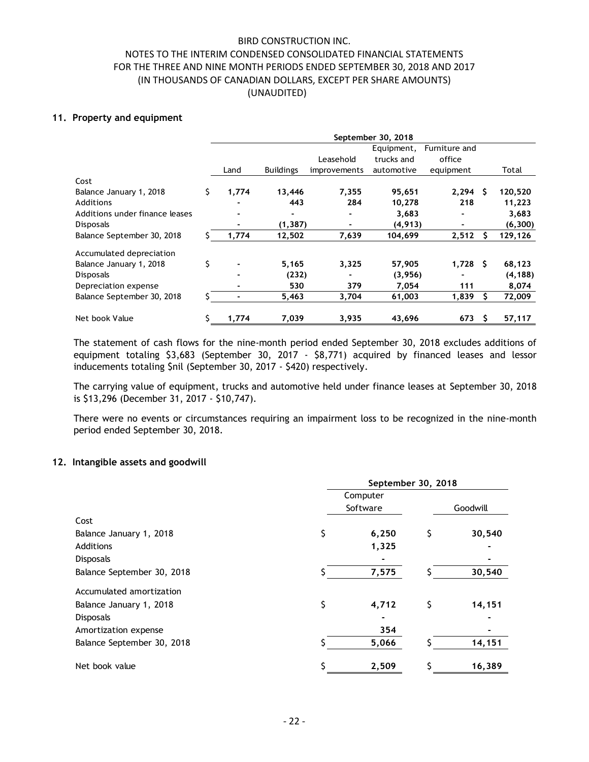## 11. Property and equipment

| | September 30, 2018 | | | | | |
|---|---|---|---|---|---|---|
| | Land | Buildings | Leasehold improvements | Equipment, trucks and automotive | Furniture and office equipment | Total |
| **Cost** | | | | | | |
| Balance January 1, 2018 | $ 1,774 | 13,446 | 7,355 | 95,651 | 2,294 | $ 120,520 |
| Additions | - | 443 | 284 | 10,278 | 218 | 11,223 |
| Additions under finance leases | - | - | - | 3,683 | - | 3,683 |
| Disposals | - | (1,387) | - | (4,913) | - | (6,300) |
| Balance September 30, 2018 | $ 1,774 | 12,502 | 7,639 | 104,699 | 2,512 | $ 129,126 |
| **Accumulated depreciation** | | | | | | |
| Balance January 1, 2018 | $ - | 5,165 | 3,325 | 57,905 | 1,728 | $ 68,123 |
| Disposals | - | (232) | - | (3,956) | - | (4,188) |
| Depreciation expense | - | 530 | 379 | 7,054 | 111 | 8,074 |
| Balance September 30, 2018 | $ - | 5,463 | 3,704 | 61,003 | 1,839 | $ 72,009 |
| Net book Value | $ 1,774 | 7,039 | 3,935 | 43,696 | 673 | $ 57,117 |

The statement of cash flows for the nine-month period ended September 30, 2018 excludes additions of equipment totaling $3,683 (September 30, 2017 - $8,771) acquired by financed leases and lessor inducements totaling $nil (September 30, 2017 - $420) respectively.

The carrying value of equipment, trucks and automotive held under finance leases at September 30, 2018 is $13,296 (December 31, 2017 - $10,747).

There were no events or circumstances requiring an impairment loss to be recognized in the nine-month period ended September 30, 2018.

## 12. Intangible assets and goodwill

| | September 30, 2018 | |
|---|---|---|
| | Computer Software | Goodwill |
| **Cost** | | |
| Balance January 1, 2018 | $ 6,250 | $ 30,540 |
| Additions | 1,325 | - |
| Disposals | - | - |
| Balance September 30, 2018 | $ 7,575 | $ 30,540 |
| **Accumulated amortization** | | |
| Balance January 1, 2018 | $ 4,712 | $ 14,151 |
| Disposals | - | - |
| Amortization expense | 354 | - |
| Balance September 30, 2018 | $ 5,066 | $ 14,151 |
| Net book value | $ 2,509 | $ 16,389 |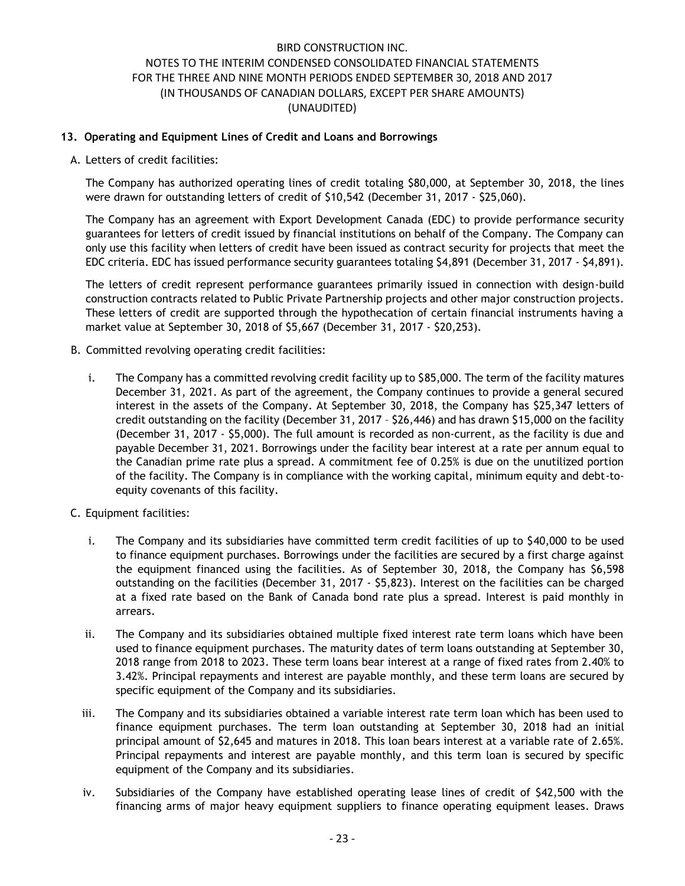## 13. Operating and Equipment Lines of Credit and Loans and Borrowings

A. Letters of credit facilities:

The Company has authorized operating lines of credit totaling $80,000, at September 30, 2018, the lines were drawn for outstanding letters of credit of $10,542 (December 31, 2017 - $25,060).

The Company has an agreement with Export Development Canada (EDC) to provide performance security guarantees for letters of credit issued by financial institutions on behalf of the Company. The Company can only use this facility when letters of credit have been issued as contract security for projects that meet the EDC criteria. EDC has issued performance security guarantees totaling $4,891 (December 31, 2017 - $4,891).

The letters of credit represent performance guarantees primarily issued in connection with design-build construction contracts related to Public Private Partnership projects and other major construction projects. These letters of credit are supported through the hypothecation of certain financial instruments having a market value at September 30, 2018 of $5,667 (December 31, 2017 - $20,253).

B. Committed revolving operating credit facilities:

i. The Company has a committed revolving credit facility up to $85,000. The term of the facility matures December 31, 2021. As part of the agreement, the Company continues to provide a general secured interest in the assets of the Company. At September 30, 2018, the Company has $25,347 letters of credit outstanding on the facility (December 31, 2017 – $26,446) and has drawn $15,000 on the facility (December 31, 2017 - $5,000). The full amount is recorded as non-current, as the facility is due and payable December 31, 2021. Borrowings under the facility bear interest at a rate per annum equal to the Canadian prime rate plus a spread. A commitment fee of 0.25% is due on the unutilized portion of the facility. The Company is in compliance with the working capital, minimum equity and debt-to-equity covenants of this facility.

C. Equipment facilities:

i. The Company and its subsidiaries have committed term credit facilities of up to $40,000 to be used to finance equipment purchases. Borrowings under the facilities are secured by a first charge against the equipment financed using the facilities. As of September 30, 2018, the Company has $6,598 outstanding on the facilities (December 31, 2017 - $5,823). Interest on the facilities can be charged at a fixed rate based on the Bank of Canada bond rate plus a spread. Interest is paid monthly in arrears.

ii. The Company and its subsidiaries obtained multiple fixed interest rate term loans which have been used to finance equipment purchases. The maturity dates of term loans outstanding at September 30, 2018 range from 2018 to 2023. These term loans bear interest at a range of fixed rates from 2.40% to 3.42%. Principal repayments and interest are payable monthly, and these term loans are secured by specific equipment of the Company and its subsidiaries.

iii. The Company and its subsidiaries obtained a variable interest rate term loan which has been used to finance equipment purchases. The term loan outstanding at September 30, 2018 had an initial principal amount of $2,645 and matures in 2018. This loan bears interest at a variable rate of 2.65%. Principal repayments and interest are payable monthly, and this term loan is secured by specific equipment of the Company and its subsidiaries.

iv. Subsidiaries of the Company have established operating lease lines of credit of $42,500 with the financing arms of major heavy equipment suppliers to finance operating equipment leases. Draws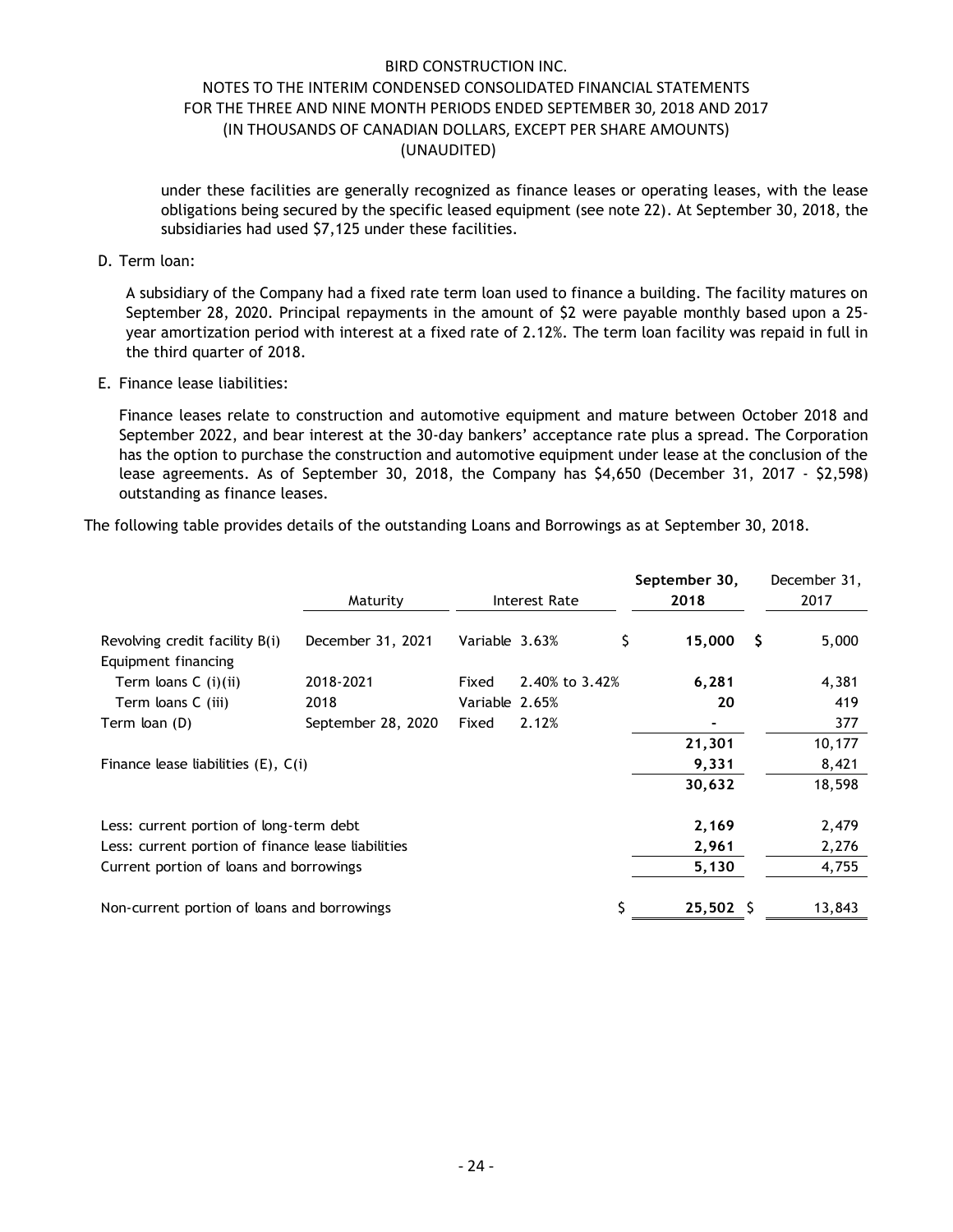under these facilities are generally recognized as finance leases or operating leases, with the lease obligations being secured by the specific leased equipment (see note 22). At September 30, 2018, the subsidiaries had used $7,125 under these facilities.

D. Term loan:

A subsidiary of the Company had a fixed rate term loan used to finance a building. The facility matures on September 28, 2020. Principal repayments in the amount of $2 were payable monthly based upon a 25-year amortization period with interest at a fixed rate of 2.12%. The term loan facility was repaid in full in the third quarter of 2018.

E. Finance lease liabilities:

Finance leases relate to construction and automotive equipment and mature between October 2018 and September 2022, and bear interest at the 30-day bankers' acceptance rate plus a spread. The Corporation has the option to purchase the construction and automotive equipment under lease at the conclusion of the lease agreements. As of September 30, 2018, the Company has $4,650 (December 31, 2017 - $2,598) outstanding as finance leases.

The following table provides details of the outstanding Loans and Borrowings as at September 30, 2018.

| | Maturity | Interest Rate | | **September 30, 2018** | December 31, 2017 |
|---|---|---|---|---|---|
| Revolving credit facility B(i) | December 31, 2021 | Variable | 3.63% | $ **15,000** | $ 5,000 |
| Equipment financing | | | | | |
| Term loans C (i)(ii) | 2018-2021 | Fixed | 2.40% to 3.42% | **6,281** | 4,381 |
| Term loans C (iii) | 2018 | Variable | 2.65% | **20** | 419 |
| Term loan (D) | September 28, 2020 | Fixed | 2.12% | **-** | 377 |
| | | | | **21,301** | 10,177 |
| Finance lease liabilities (E), C(i) | | | | **9,331** | 8,421 |
| | | | | **30,632** | 18,598 |
| Less: current portion of long-term debt | | | | **2,169** | 2,479 |
| Less: current portion of finance lease liabilities | | | | **2,961** | 2,276 |
| Current portion of loans and borrowings | | | | **5,130** | 4,755 |
| Non-current portion of loans and borrowings | | | | $ **25,502** | $ 13,843 |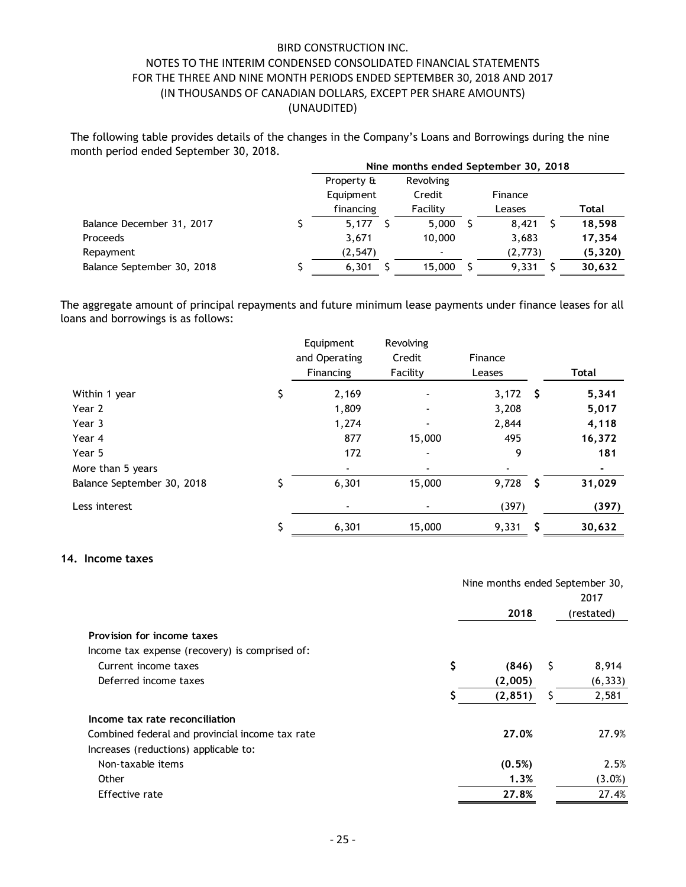The following table provides details of the changes in the Company's Loans and Borrowings during the nine month period ended September 30, 2018.

| | Nine months ended September 30, 2018 | | | |
|---|---|---|---|---|
| | Property & Equipment financing | Revolving Credit Facility | Finance Leases | **Total** |
| Balance December 31, 2017 | $ 5,177 | $ 5,000 | $ 8,421 | $ **18,598** |
| Proceeds | 3,671 | 10,000 | 3,683 | **17,354** |
| Repayment | (2,547) | - | (2,773) | **(5,320)** |
| Balance September 30, 2018 | $ 6,301 | $ 15,000 | $ 9,331 | $ **30,632** |

The aggregate amount of principal repayments and future minimum lease payments under finance leases for all loans and borrowings is as follows:

| | Equipment and Operating Financing | Revolving Credit Facility | Finance Leases | **Total** |
|---|---|---|---|---|
| Within 1 year | $ 2,169 | - | 3,172 | $ **5,341** |
| Year 2 | 1,809 | - | 3,208 | **5,017** |
| Year 3 | 1,274 | - | 2,844 | **4,118** |
| Year 4 | 877 | 15,000 | 495 | **16,372** |
| Year 5 | 172 | - | 9 | **181** |
| More than 5 years | - | - | - | **-** |
| Balance September 30, 2018 | $ 6,301 | 15,000 | 9,728 | $ **31,029** |
| Less interest | - | - | (397) | **(397)** |
| | $ 6,301 | 15,000 | 9,331 | $ **30,632** |

## 14. Income taxes

| | Nine months ended September 30, | |
|---|---|---|
| | **2018** | 2017 (restated) |
| **Provision for income taxes** | | |
| Income tax expense (recovery) is comprised of: | | |
| Current income taxes | $ **(846)** | $ 8,914 |
| Deferred income taxes | **(2,005)** | (6,333) |
| | $ **(2,851)** | $ 2,581 |
| **Income tax rate reconciliation** | | |
| Combined federal and provincial income tax rate | **27.0%** | 27.9% |
| Increases (reductions) applicable to: | | |
| Non-taxable items | **(0.5%)** | 2.5% |
| Other | **1.3%** | (3.0%) |
| Effective rate | **27.8%** | 27.4% |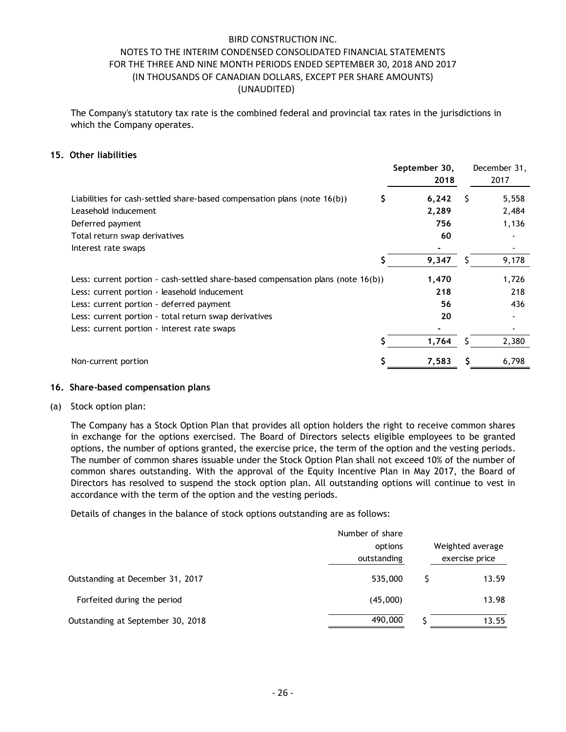The Company's statutory tax rate is the combined federal and provincial tax rates in the jurisdictions in which the Company operates.

## 15. Other liabilities

| | | September 30, 2018 | | December 31, 2017 |
|---|---|---|---|---|
| Liabilities for cash-settled share-based compensation plans (note 16(b)) | $ | **6,242** | $ | 5,558 |
| Leasehold inducement | | **2,289** | | 2,484 |
| Deferred payment | | **756** | | 1,136 |
| Total return swap derivatives | | **60** | | - |
| Interest rate swaps | | **-** | | - |
| | $ | **9,347** | $ | 9,178 |
| Less: current portion - cash-settled share-based compensation plans (note 16(b)) | | **1,470** | | 1,726 |
| Less: current portion - leasehold inducement | | **218** | | 218 |
| Less: current portion - deferred payment | | **56** | | 436 |
| Less: current portion - total return swap derivatives | | **20** | | - |
| Less: current portion - interest rate swaps | | **-** | | - |
| | $ | **1,764** | $ | 2,380 |
| Non-current portion | $ | **7,583** | $ | 6,798 |

## 16. Share-based compensation plans

(a) Stock option plan:

The Company has a Stock Option Plan that provides all option holders the right to receive common shares in exchange for the options exercised. The Board of Directors selects eligible employees to be granted options, the number of options granted, the exercise price, the term of the option and the vesting periods. The number of common shares issuable under the Stock Option Plan shall not exceed 10% of the number of common shares outstanding. With the approval of the Equity Incentive Plan in May 2017, the Board of Directors has resolved to suspend the stock option plan. All outstanding options will continue to vest in accordance with the term of the option and the vesting periods.

Details of changes in the balance of stock options outstanding are as follows:

| | Number of share options outstanding | | Weighted average exercise price |
|---|---|---|---|
| Outstanding at December 31, 2017 | 535,000 | $ | 13.59 |
| Forfeited during the period | (45,000) | | 13.98 |
| Outstanding at September 30, 2018 | 490,000 | $ | 13.55 |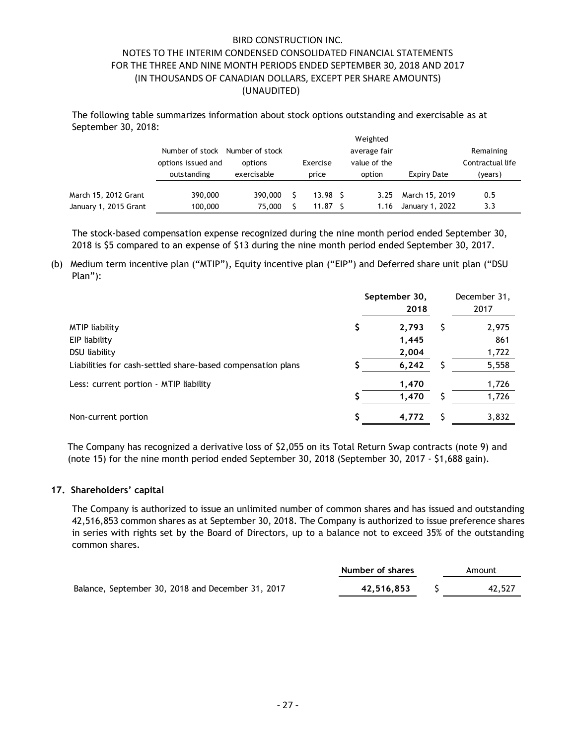The following table summarizes information about stock options outstanding and exercisable as at September 30, 2018:

| | Number of stock options issued and outstanding | Number of stock options exercisable | Exercise price | Weighted average fair value of the option | Expiry Date | Remaining Contractual life (years) |
|---|---|---|---|---|---|---|
| March 15, 2012 Grant | 390,000 | 390,000 | $ 13.98 | $ 3.25 | March 15, 2019 | 0.5 |
| January 1, 2015 Grant | 100,000 | 75,000 | $ 11.87 | $ 1.16 | January 1, 2022 | 3.3 |

The stock-based compensation expense recognized during the nine month period ended September 30, 2018 is $5 compared to an expense of $13 during the nine month period ended September 30, 2017.

(b) Medium term incentive plan ("MTIP"), Equity incentive plan ("EIP") and Deferred share unit plan ("DSU Plan"):

| | September 30, 2018 | December 31, 2017 |
|---|---|---|
| MTIP liability | $ **2,793** | $ 2,975 |
| EIP liability | **1,445** | 861 |
| DSU liability | **2,004** | 1,722 |
| Liabilities for cash-settled share-based compensation plans | $ **6,242** | $ 5,558 |
| Less: current portion - MTIP liability | **1,470** | 1,726 |
| | $ **1,470** | $ 1,726 |
| Non-current portion | $ **4,772** | $ 3,832 |

The Company has recognized a derivative loss of $2,055 on its Total Return Swap contracts (note 9) and (note 15) for the nine month period ended September 30, 2018 (September 30, 2017 - $1,688 gain).

**17. Shareholders' capital**

The Company is authorized to issue an unlimited number of common shares and has issued and outstanding 42,516,853 common shares as at September 30, 2018. The Company is authorized to issue preference shares in series with rights set by the Board of Directors, up to a balance not to exceed 35% of the outstanding common shares.

| | **Number of shares** | Amount |
|---|---|---|
| Balance, September 30, 2018 and December 31, 2017 | **42,516,853** | $ 42,527 |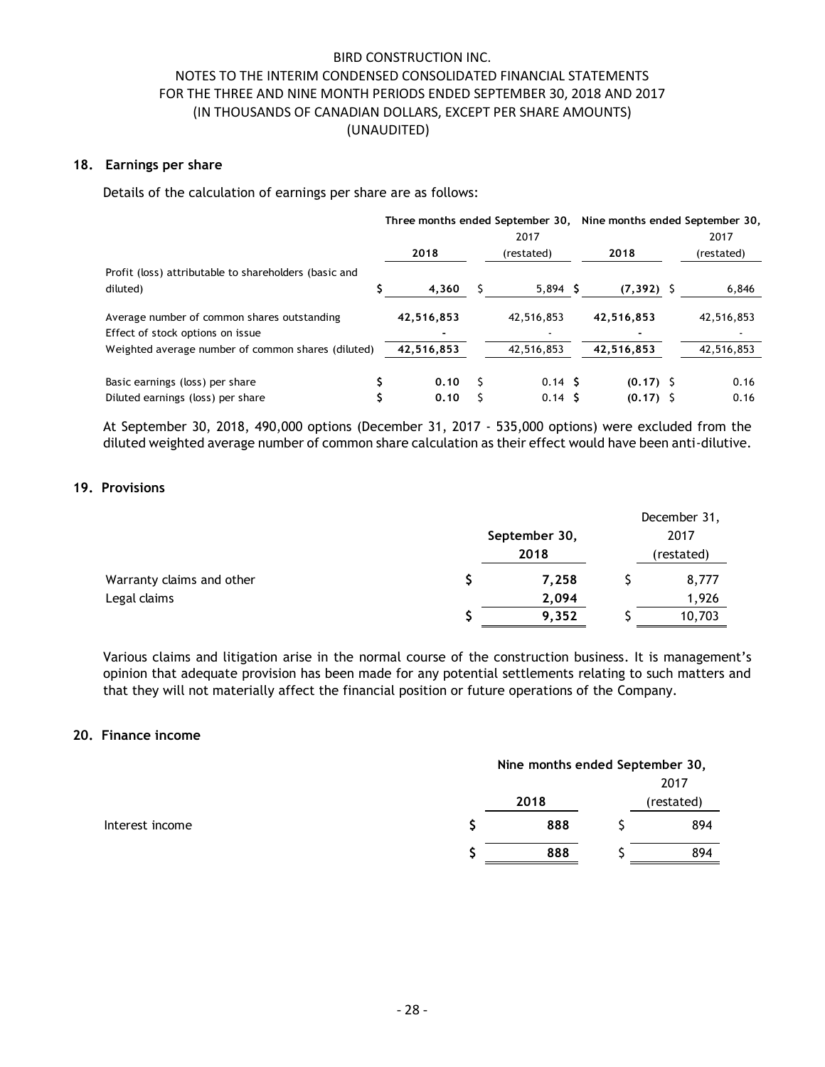BIRD CONSTRUCTION INC.
NOTES TO THE INTERIM CONDENSED CONSOLIDATED FINANCIAL STATEMENTS
FOR THE THREE AND NINE MONTH PERIODS ENDED SEPTEMBER 30, 2018 AND 2017
(IN THOUSANDS OF CANADIAN DOLLARS, EXCEPT PER SHARE AMOUNTS)
(UNAUDITED)

## 18. Earnings per share

Details of the calculation of earnings per share are as follows:

| | Three months ended September 30, | | Nine months ended September 30, | |
|---|---|---|---|---|
| | **2018** | 2017 (restated) | **2018** | 2017 (restated) |
| Profit (loss) attributable to shareholders (basic and diluted) | $ **4,360** | $ 5,894 | $ **(7,392)** | $ 6,846 |
| Average number of common shares outstanding | **42,516,853** | 42,516,853 | **42,516,853** | 42,516,853 |
| Effect of stock options on issue | **-** | - | **-** | - |
| Weighted average number of common shares (diluted) | **42,516,853** | 42,516,853 | **42,516,853** | 42,516,853 |
| Basic earnings (loss) per share | $ **0.10** | $ 0.14 | $ **(0.17)** | $ 0.16 |
| Diluted earnings (loss) per share | $ **0.10** | $ 0.14 | $ **(0.17)** | $ 0.16 |

At September 30, 2018, 490,000 options (December 31, 2017 - 535,000 options) were excluded from the diluted weighted average number of common share calculation as their effect would have been anti-dilutive.

## 19. Provisions

| | **September 30, 2018** | December 31, 2017 (restated) |
|---|---|---|
| Warranty claims and other | $ **7,258** | $ 8,777 |
| Legal claims | **2,094** | 1,926 |
| | $ **9,352** | $ 10,703 |

Various claims and litigation arise in the normal course of the construction business. It is management's opinion that adequate provision has been made for any potential settlements relating to such matters and that they will not materially affect the financial position or future operations of the Company.

## 20. Finance income

| | Nine months ended September 30, | |
|---|---|---|
| | **2018** | 2017 (restated) |
| Interest income | $ **888** | $ 894 |
| | $ **888** | $ 894 |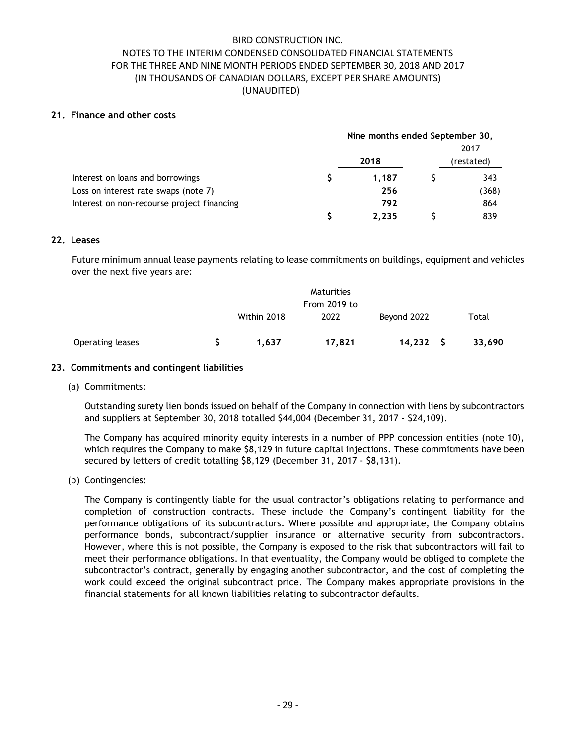BIRD CONSTRUCTION INC.
NOTES TO THE INTERIM CONDENSED CONSOLIDATED FINANCIAL STATEMENTS
FOR THE THREE AND NINE MONTH PERIODS ENDED SEPTEMBER 30, 2018 AND 2017
(IN THOUSANDS OF CANADIAN DOLLARS, EXCEPT PER SHARE AMOUNTS)
(UNAUDITED)

## 21. Finance and other costs

| | Nine months ended September 30, 2018 | Nine months ended September 30, 2017 (restated) |
|---|---|---|
| Interest on loans and borrowings | $ **1,187** | $ 343 |
| Loss on interest rate swaps (note 7) | **256** | (368) |
| Interest on non-recourse project financing | **792** | 864 |
| | $ **2,235** | $ 839 |

## 22. Leases

Future minimum annual lease payments relating to lease commitments on buildings, equipment and vehicles over the next five years are:

| | Maturities | | | |
|---|---|---|---|---|
| | Within 2018 | From 2019 to 2022 | Beyond 2022 | Total |
| Operating leases | $ **1,637** | **17,821** | **14,232** | $ **33,690** |

## 23. Commitments and contingent liabilities

(a) Commitments:

Outstanding surety lien bonds issued on behalf of the Company in connection with liens by subcontractors and suppliers at September 30, 2018 totalled $44,004 (December 31, 2017 - $24,109).

The Company has acquired minority equity interests in a number of PPP concession entities (note 10), which requires the Company to make $8,129 in future capital injections. These commitments have been secured by letters of credit totalling $8,129 (December 31, 2017 - $8,131).

(b) Contingencies:

The Company is contingently liable for the usual contractor's obligations relating to performance and completion of construction contracts. These include the Company's contingent liability for the performance obligations of its subcontractors. Where possible and appropriate, the Company obtains performance bonds, subcontract/supplier insurance or alternative security from subcontractors. However, where this is not possible, the Company is exposed to the risk that subcontractors will fail to meet their performance obligations. In that eventuality, the Company would be obliged to complete the subcontractor's contract, generally by engaging another subcontractor, and the cost of completing the work could exceed the original subcontract price. The Company makes appropriate provisions in the financial statements for all known liabilities relating to subcontractor defaults.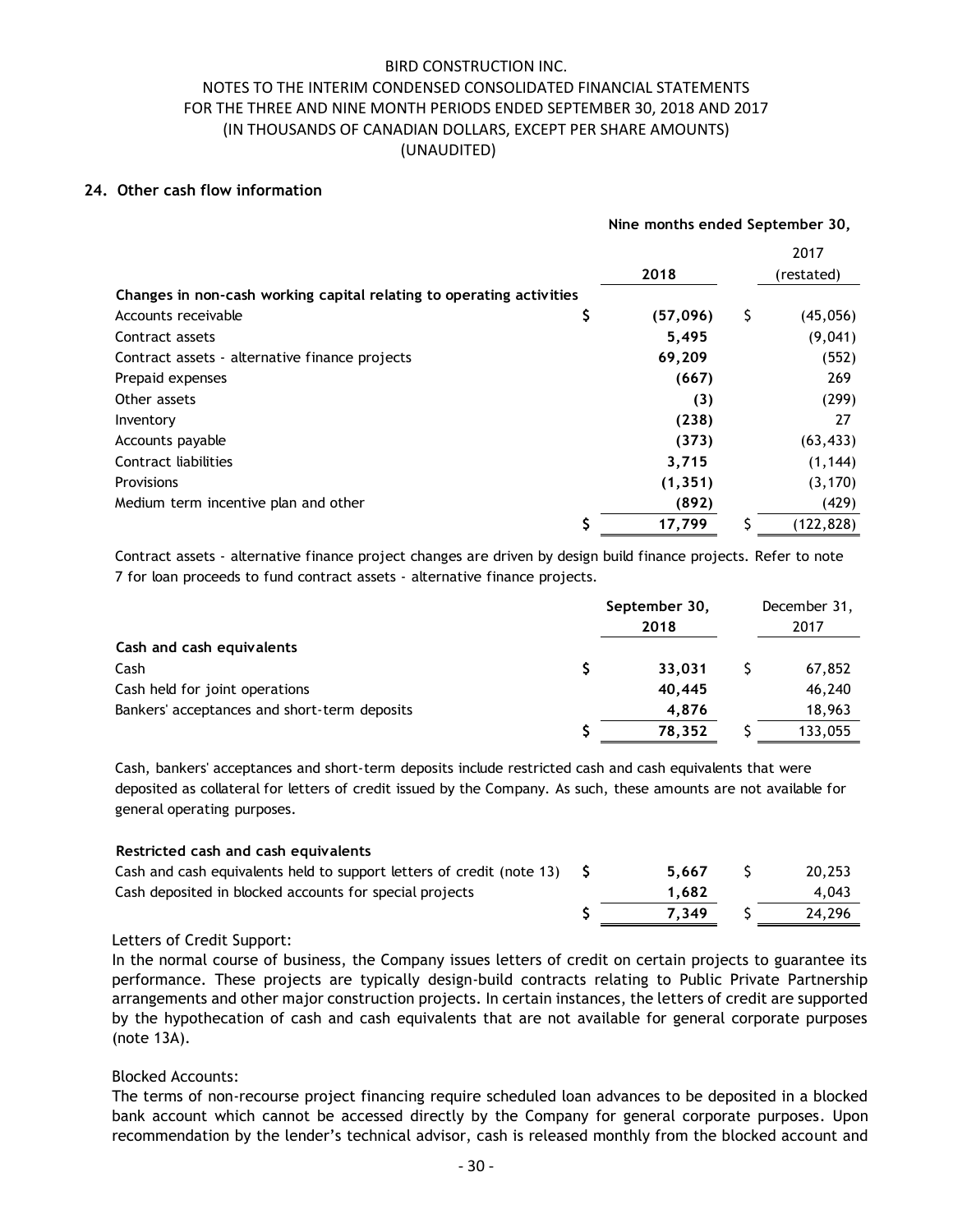## 24. Other cash flow information

| | Nine months ended September 30, 2018 | 2017 (restated) |
|---|---|---|
| **Changes in non-cash working capital relating to operating activities** | | |
| Accounts receivable | $ **(57,096)** | $ (45,056) |
| Contract assets | **5,495** | (9,041) |
| Contract assets - alternative finance projects | **69,209** | (552) |
| Prepaid expenses | **(667)** | 269 |
| Other assets | **(3)** | (299) |
| Inventory | **(238)** | 27 |
| Accounts payable | **(373)** | (63,433) |
| Contract liabilities | **3,715** | (1,144) |
| Provisions | **(1,351)** | (3,170) |
| Medium term incentive plan and other | **(892)** | (429) |
| | $ **17,799** | $ (122,828) |

Contract assets - alternative finance project changes are driven by design build finance projects. Refer to note 7 for loan proceeds to fund contract assets - alternative finance projects.

| | September 30, 2018 | December 31, 2017 |
|---|---|---|
| **Cash and cash equivalents** | | |
| Cash | $ **33,031** | $ 67,852 |
| Cash held for joint operations | **40,445** | 46,240 |
| Bankers' acceptances and short-term deposits | **4,876** | 18,963 |
| | $ **78,352** | $ 133,055 |

Cash, bankers' acceptances and short-term deposits include restricted cash and cash equivalents that were deposited as collateral for letters of credit issued by the Company. As such, these amounts are not available for general operating purposes.

| | September 30, 2018 | December 31, 2017 |
|---|---|---|
| **Restricted cash and cash equivalents** | | |
| Cash and cash equivalents held to support letters of credit (note 13) | $ **5,667** | $ 20,253 |
| Cash deposited in blocked accounts for special projects | **1,682** | 4,043 |
| | $ **7,349** | $ 24,296 |

Letters of Credit Support:
In the normal course of business, the Company issues letters of credit on certain projects to guarantee its performance. These projects are typically design-build contracts relating to Public Private Partnership arrangements and other major construction projects. In certain instances, the letters of credit are supported by the hypothecation of cash and cash equivalents that are not available for general corporate purposes (note 13A).

Blocked Accounts:
The terms of non-recourse project financing require scheduled loan advances to be deposited in a blocked bank account which cannot be accessed directly by the Company for general corporate purposes. Upon recommendation by the lender's technical advisor, cash is released monthly from the blocked account and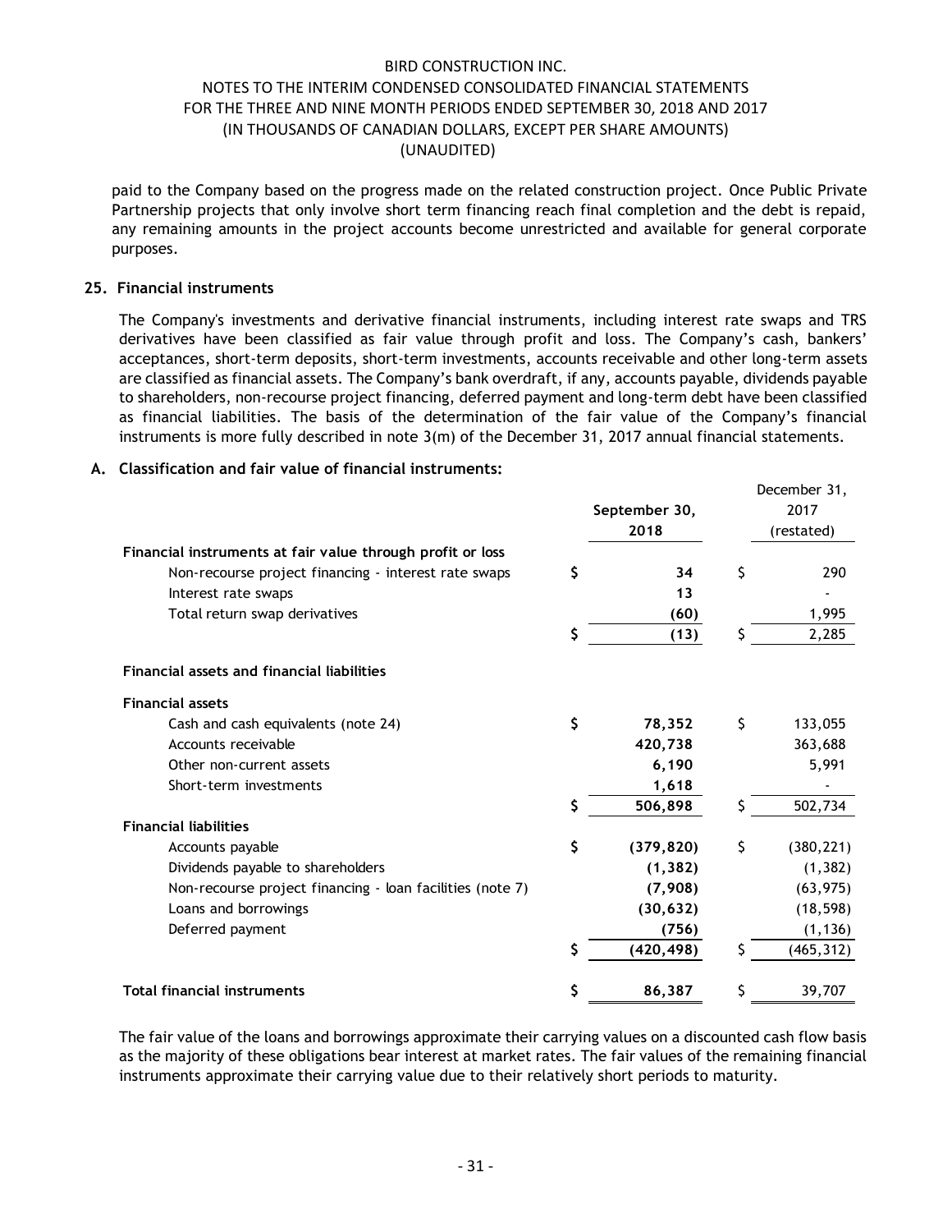paid to the Company based on the progress made on the related construction project. Once Public Private Partnership projects that only involve short term financing reach final completion and the debt is repaid, any remaining amounts in the project accounts become unrestricted and available for general corporate purposes.

## 25. Financial instruments

The Company's investments and derivative financial instruments, including interest rate swaps and TRS derivatives have been classified as fair value through profit and loss. The Company's cash, bankers' acceptances, short-term deposits, short-term investments, accounts receivable and other long-term assets are classified as financial assets. The Company's bank overdraft, if any, accounts payable, dividends payable to shareholders, non-recourse project financing, deferred payment and long-term debt have been classified as financial liabilities. The basis of the determination of the fair value of the Company's financial instruments is more fully described in note 3(m) of the December 31, 2017 annual financial statements.

### A. Classification and fair value of financial instruments:

| | September 30, 2018 | December 31, 2017 (restated) |
|---|---|---|
| **Financial instruments at fair value through profit or loss** | | |
| Non-recourse project financing - interest rate swaps | **$ 34** | $ 290 |
| Interest rate swaps | **13** | - |
| Total return swap derivatives | **(60)** | 1,995 |
| | **$ (13)** | $ 2,285 |
| **Financial assets and financial liabilities** | | |
| **Financial assets** | | |
| Cash and cash equivalents (note 24) | **$ 78,352** | $ 133,055 |
| Accounts receivable | **420,738** | 363,688 |
| Other non-current assets | **6,190** | 5,991 |
| Short-term investments | **1,618** | - |
| | **$ 506,898** | $ 502,734 |
| **Financial liabilities** | | |
| Accounts payable | **$ (379,820)** | $ (380,221) |
| Dividends payable to shareholders | **(1,382)** | (1,382) |
| Non-recourse project financing - loan facilities (note 7) | **(7,908)** | (63,975) |
| Loans and borrowings | **(30,632)** | (18,598) |
| Deferred payment | **(756)** | (1,136) |
| | **$ (420,498)** | $ (465,312) |
| **Total financial instruments** | **$ 86,387** | $ 39,707 |

The fair value of the loans and borrowings approximate their carrying values on a discounted cash flow basis as the majority of these obligations bear interest at market rates. The fair values of the remaining financial instruments approximate their carrying value due to their relatively short periods to maturity.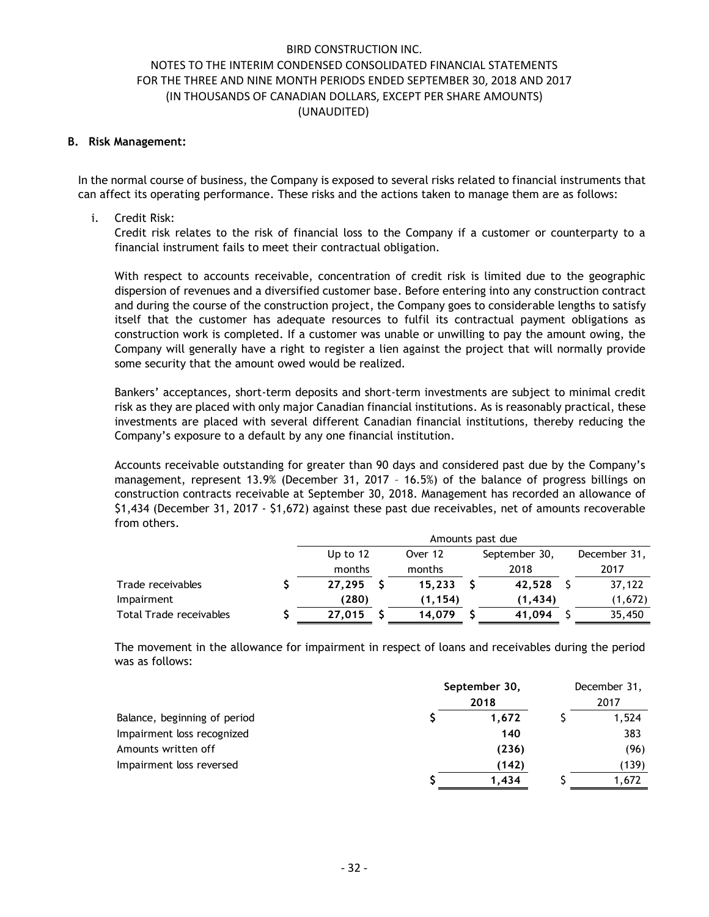BIRD CONSTRUCTION INC.
NOTES TO THE INTERIM CONDENSED CONSOLIDATED FINANCIAL STATEMENTS
FOR THE THREE AND NINE MONTH PERIODS ENDED SEPTEMBER 30, 2018 AND 2017
(IN THOUSANDS OF CANADIAN DOLLARS, EXCEPT PER SHARE AMOUNTS)
(UNAUDITED)

**B. Risk Management:**

In the normal course of business, the Company is exposed to several risks related to financial instruments that can affect its operating performance. These risks and the actions taken to manage them are as follows:

i. Credit Risk:

Credit risk relates to the risk of financial loss to the Company if a customer or counterparty to a financial instrument fails to meet their contractual obligation.

With respect to accounts receivable, concentration of credit risk is limited due to the geographic dispersion of revenues and a diversified customer base. Before entering into any construction contract and during the course of the construction project, the Company goes to considerable lengths to satisfy itself that the customer has adequate resources to fulfil its contractual payment obligations as construction work is completed. If a customer was unable or unwilling to pay the amount owing, the Company will generally have a right to register a lien against the project that will normally provide some security that the amount owed would be realized.

Bankers' acceptances, short-term deposits and short-term investments are subject to minimal credit risk as they are placed with only major Canadian financial institutions. As is reasonably practical, these investments are placed with several different Canadian financial institutions, thereby reducing the Company's exposure to a default by any one financial institution.

Accounts receivable outstanding for greater than 90 days and considered past due by the Company's management, represent 13.9% (December 31, 2017 – 16.5%) of the balance of progress billings on construction contracts receivable at September 30, 2018. Management has recorded an allowance of $1,434 (December 31, 2017 - $1,672) against these past due receivables, net of amounts recoverable from others.

| | Amounts past due | | | |
|---|---|---|---|---|
| | Up to 12 months | Over 12 months | September 30, 2018 | December 31, 2017 |
| Trade receivables | $ **27,295** | $ **15,233** | $ **42,528** | $ 37,122 |
| Impairment | **(280)** | **(1,154)** | **(1,434)** | (1,672) |
| Total Trade receivables | $ **27,015** | $ **14,079** | $ **41,094** | $ 35,450 |

The movement in the allowance for impairment in respect of loans and receivables during the period was as follows:

| | **September 30, 2018** | December 31, 2017 |
|---|---|---|
| Balance, beginning of period | $ **1,672** | $ 1,524 |
| Impairment loss recognized | **140** | 383 |
| Amounts written off | **(236)** | (96) |
| Impairment loss reversed | **(142)** | (139) |
| | $ **1,434** | $ 1,672 |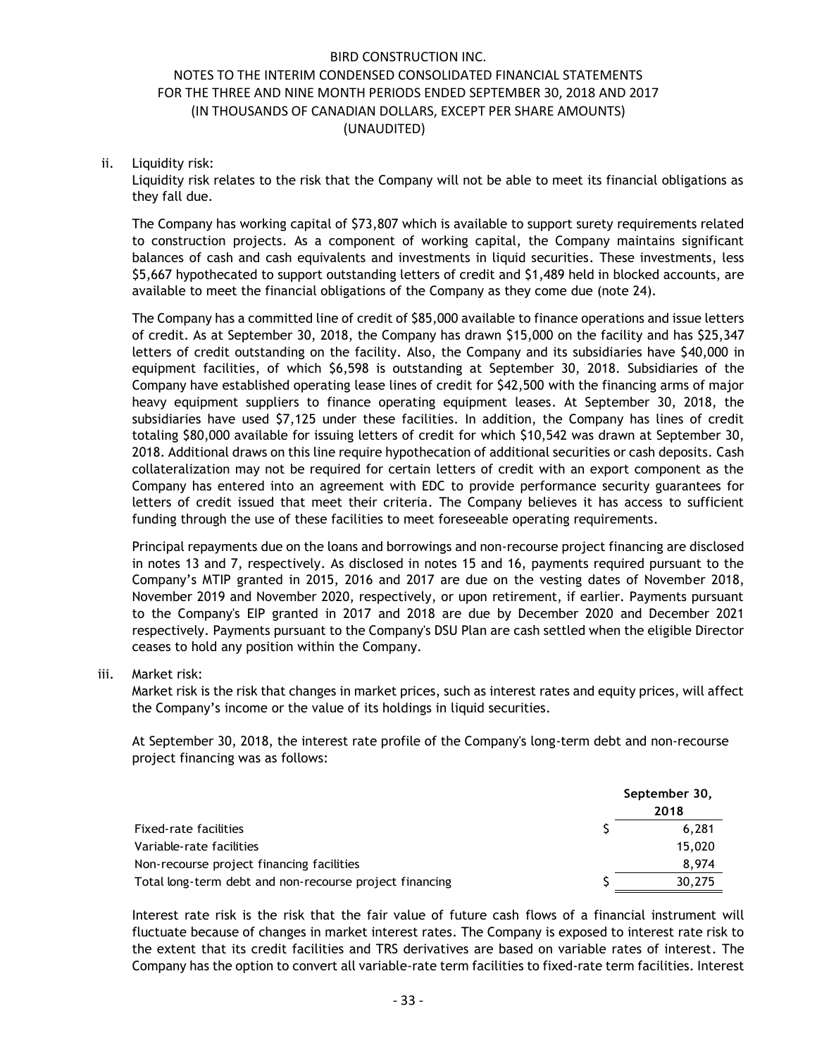ii. Liquidity risk:

Liquidity risk relates to the risk that the Company will not be able to meet its financial obligations as they fall due.

The Company has working capital of $73,807 which is available to support surety requirements related to construction projects. As a component of working capital, the Company maintains significant balances of cash and cash equivalents and investments in liquid securities. These investments, less $5,667 hypothecated to support outstanding letters of credit and $1,489 held in blocked accounts, are available to meet the financial obligations of the Company as they come due (note 24).

The Company has a committed line of credit of $85,000 available to finance operations and issue letters of credit. As at September 30, 2018, the Company has drawn $15,000 on the facility and has $25,347 letters of credit outstanding on the facility. Also, the Company and its subsidiaries have $40,000 in equipment facilities, of which $6,598 is outstanding at September 30, 2018. Subsidiaries of the Company have established operating lease lines of credit for $42,500 with the financing arms of major heavy equipment suppliers to finance operating equipment leases. At September 30, 2018, the subsidiaries have used $7,125 under these facilities. In addition, the Company has lines of credit totaling $80,000 available for issuing letters of credit for which $10,542 was drawn at September 30, 2018. Additional draws on this line require hypothecation of additional securities or cash deposits. Cash collateralization may not be required for certain letters of credit with an export component as the Company has entered into an agreement with EDC to provide performance security guarantees for letters of credit issued that meet their criteria. The Company believes it has access to sufficient funding through the use of these facilities to meet foreseeable operating requirements.

Principal repayments due on the loans and borrowings and non-recourse project financing are disclosed in notes 13 and 7, respectively. As disclosed in notes 15 and 16, payments required pursuant to the Company's MTIP granted in 2015, 2016 and 2017 are due on the vesting dates of November 2018, November 2019 and November 2020, respectively, or upon retirement, if earlier. Payments pursuant to the Company's EIP granted in 2017 and 2018 are due by December 2020 and December 2021 respectively. Payments pursuant to the Company's DSU Plan are cash settled when the eligible Director ceases to hold any position within the Company.

iii. Market risk:

Market risk is the risk that changes in market prices, such as interest rates and equity prices, will affect the Company's income or the value of its holdings in liquid securities.

At September 30, 2018, the interest rate profile of the Company's long-term debt and non-recourse project financing was as follows:

| | September 30, 2018 |
|---|---|
| Fixed-rate facilities | $ 6,281 |
| Variable-rate facilities | 15,020 |
| Non-recourse project financing facilities | 8,974 |
| Total long-term debt and non-recourse project financing | $ 30,275 |

Interest rate risk is the risk that the fair value of future cash flows of a financial instrument will fluctuate because of changes in market interest rates. The Company is exposed to interest rate risk to the extent that its credit facilities and TRS derivatives are based on variable rates of interest. The Company has the option to convert all variable-rate term facilities to fixed-rate term facilities. Interest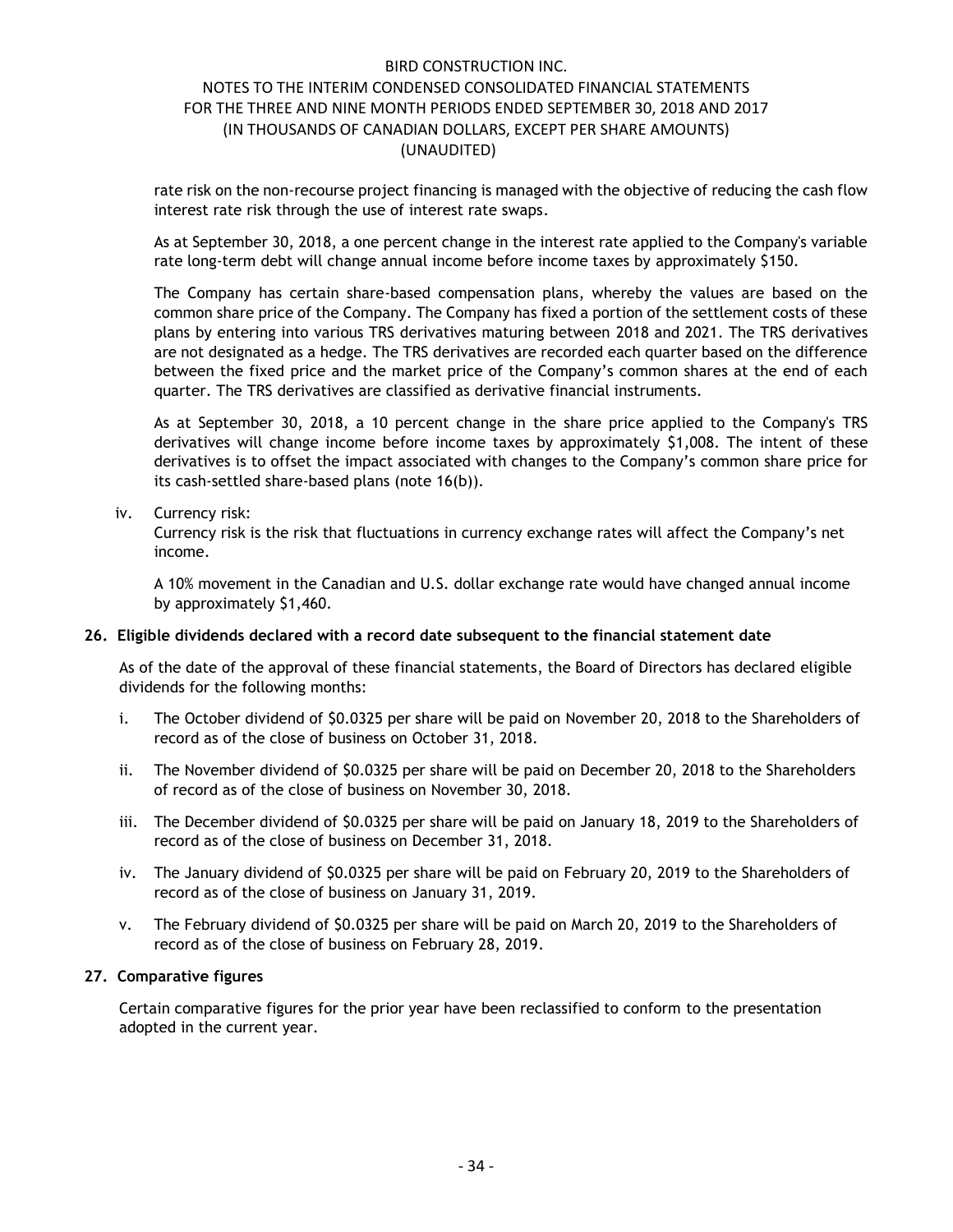rate risk on the non-recourse project financing is managed with the objective of reducing the cash flow interest rate risk through the use of interest rate swaps.

As at September 30, 2018, a one percent change in the interest rate applied to the Company's variable rate long-term debt will change annual income before income taxes by approximately $150.

The Company has certain share-based compensation plans, whereby the values are based on the common share price of the Company. The Company has fixed a portion of the settlement costs of these plans by entering into various TRS derivatives maturing between 2018 and 2021. The TRS derivatives are not designated as a hedge. The TRS derivatives are recorded each quarter based on the difference between the fixed price and the market price of the Company's common shares at the end of each quarter. The TRS derivatives are classified as derivative financial instruments.

As at September 30, 2018, a 10 percent change in the share price applied to the Company's TRS derivatives will change income before income taxes by approximately $1,008. The intent of these derivatives is to offset the impact associated with changes to the Company's common share price for its cash-settled share-based plans (note 16(b)).

iv. Currency risk:
Currency risk is the risk that fluctuations in currency exchange rates will affect the Company's net income.

A 10% movement in the Canadian and U.S. dollar exchange rate would have changed annual income by approximately $1,460.

## 26. Eligible dividends declared with a record date subsequent to the financial statement date

As of the date of the approval of these financial statements, the Board of Directors has declared eligible dividends for the following months:

i. The October dividend of $0.0325 per share will be paid on November 20, 2018 to the Shareholders of record as of the close of business on October 31, 2018.

ii. The November dividend of $0.0325 per share will be paid on December 20, 2018 to the Shareholders of record as of the close of business on November 30, 2018.

iii. The December dividend of $0.0325 per share will be paid on January 18, 2019 to the Shareholders of record as of the close of business on December 31, 2018.

iv. The January dividend of $0.0325 per share will be paid on February 20, 2019 to the Shareholders of record as of the close of business on January 31, 2019.

v. The February dividend of $0.0325 per share will be paid on March 20, 2019 to the Shareholders of record as of the close of business on February 28, 2019.

## 27. Comparative figures

Certain comparative figures for the prior year have been reclassified to conform to the presentation adopted in the current year.